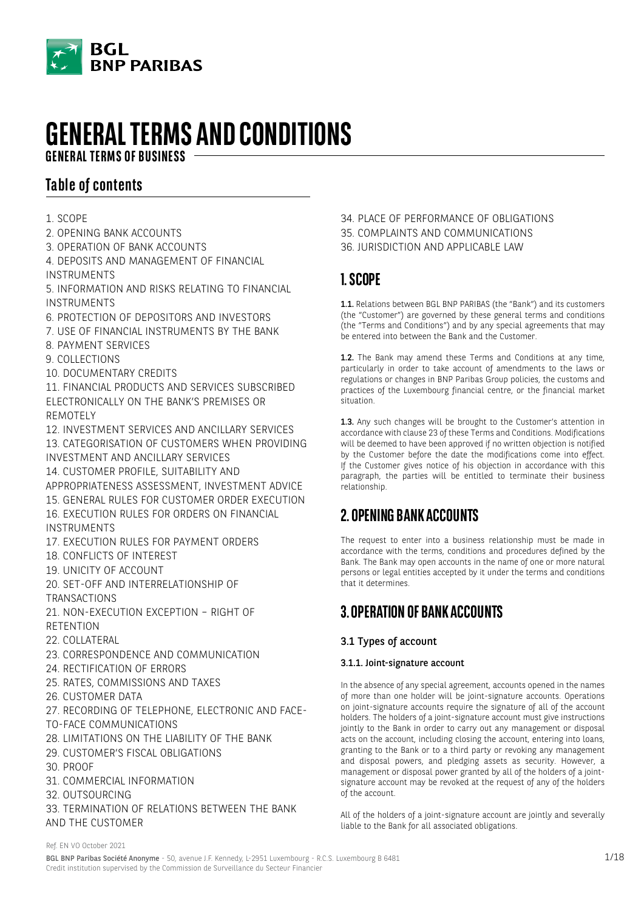# GENERAL TERMS AND CONDITIONS

## GENERAL TERMS OF BUSINESS

## Table of contents

1. SCOPE
2. OPENING BANK ACCOUNTS
3. OPERATION OF BANK ACCOUNTS
4. DEPOSITS AND MANAGEMENT OF FINANCIAL INSTRUMENTS
5. INFORMATION AND RISKS RELATING TO FINANCIAL INSTRUMENTS
6. PROTECTION OF DEPOSITORS AND INVESTORS
7. USE OF FINANCIAL INSTRUMENTS BY THE BANK
8. PAYMENT SERVICES
9. COLLECTIONS
10. DOCUMENTARY CREDITS
11. FINANCIAL PRODUCTS AND SERVICES SUBSCRIBED ELECTRONICALLY ON THE BANK'S PREMISES OR REMOTELY
12. INVESTMENT SERVICES AND ANCILLARY SERVICES
13. CATEGORISATION OF CUSTOMERS WHEN PROVIDING INVESTMENT AND ANCILLARY SERVICES
14. CUSTOMER PROFILE, SUITABILITY AND APPROPRIATENESS ASSESSMENT, INVESTMENT ADVICE
15. GENERAL RULES FOR CUSTOMER ORDER EXECUTION
16. EXECUTION RULES FOR ORDERS ON FINANCIAL INSTRUMENTS
17. EXECUTION RULES FOR PAYMENT ORDERS
18. CONFLICTS OF INTEREST
19. UNICITY OF ACCOUNT
20. SET-OFF AND INTERRELATIONSHIP OF TRANSACTIONS
21. NON-EXECUTION EXCEPTION – RIGHT OF RETENTION
22. COLLATERAL
23. CORRESPONDENCE AND COMMUNICATION
24. RECTIFICATION OF ERRORS
25. RATES, COMMISSIONS AND TAXES
26. CUSTOMER DATA
27. RECORDING OF TELEPHONE, ELECTRONIC AND FACE-TO-FACE COMMUNICATIONS
28. LIMITATIONS ON THE LIABILITY OF THE BANK
29. CUSTOMER'S FISCAL OBLIGATIONS
30. PROOF
31. COMMERCIAL INFORMATION
32. OUTSOURCING
33. TERMINATION OF RELATIONS BETWEEN THE BANK AND THE CUSTOMER
34. PLACE OF PERFORMANCE OF OBLIGATIONS
35. COMPLAINTS AND COMMUNICATIONS
36. JURISDICTION AND APPLICABLE LAW

## 1. SCOPE

**1.1.** Relations between BGL BNP PARIBAS (the "Bank") and its customers (the "Customer") are governed by these general terms and conditions (the "Terms and Conditions") and by any special agreements that may be entered into between the Bank and the Customer.

**1.2.** The Bank may amend these Terms and Conditions at any time, particularly in order to take account of amendments to the laws or regulations or changes in BNP Paribas Group policies, the customs and practices of the Luxembourg financial centre, or the financial market situation.

**1.3.** Any such changes will be brought to the Customer's attention in accordance with clause 23 of these Terms and Conditions. Modifications will be deemed to have been approved if no written objection is notified by the Customer before the date the modifications come into effect. If the Customer gives notice of his objection in accordance with this paragraph, the parties will be entitled to terminate their business relationship.

## 2. OPENING BANK ACCOUNTS

The request to enter into a business relationship must be made in accordance with the terms, conditions and procedures defined by the Bank. The Bank may open accounts in the name of one or more natural persons or legal entities accepted by it under the terms and conditions that it determines.

## 3. OPERATION OF BANK ACCOUNTS

### 3.1 Types of account

#### 3.1.1. Joint-signature account

In the absence of any special agreement, accounts opened in the names of more than one holder will be joint-signature accounts. Operations on joint-signature accounts require the signature of all of the account holders. The holders of a joint-signature account must give instructions jointly to the Bank in order to carry out any management or disposal acts on the account, including closing the account, entering into loans, granting to the Bank or to a third party or revoking any management and disposal powers, and pledging assets as security. However, a management or disposal power granted by all of the holders of a joint-signature account may be revoked at the request of any of the holders of the account.

All of the holders of a joint-signature account are jointly and severally liable to the Bank for all associated obligations.

Ref. EN V0 October 2021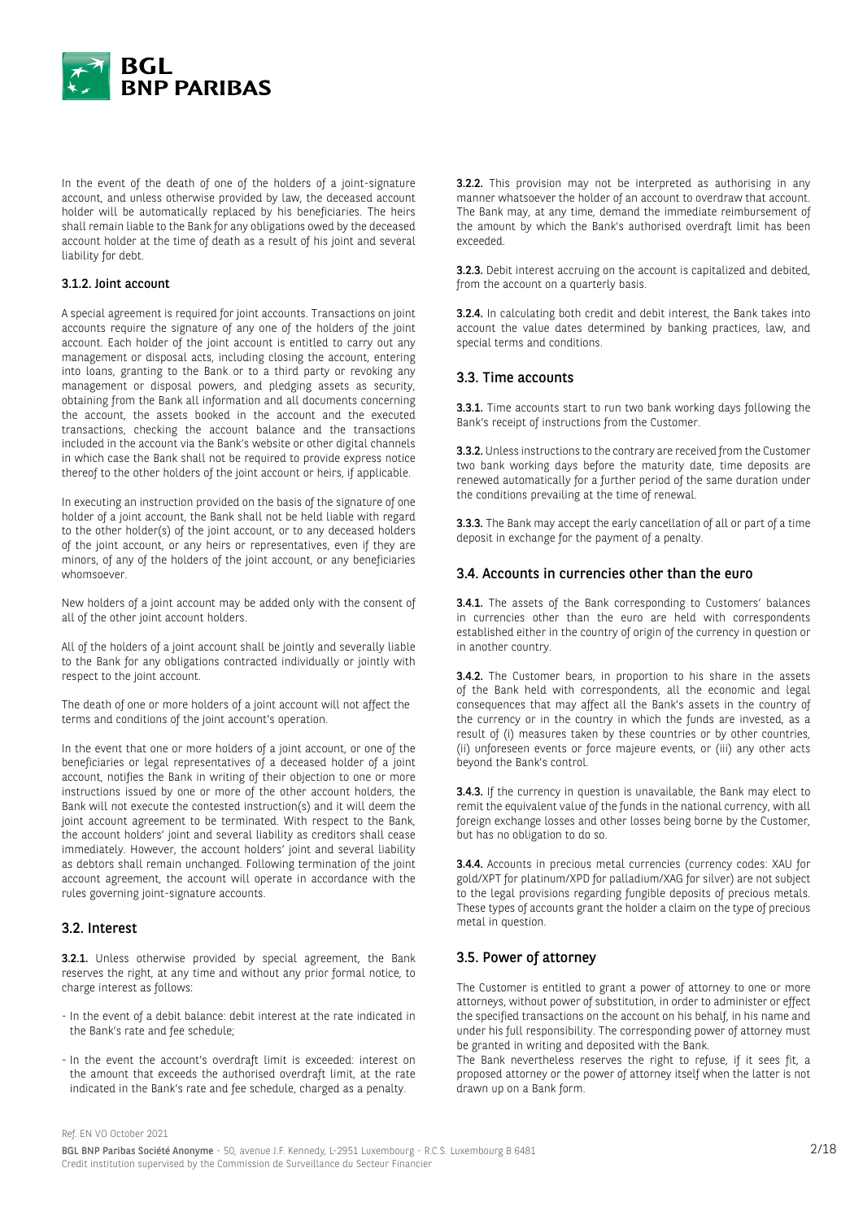In the event of the death of one of the holders of a joint-signature account, and unless otherwise provided by law, the deceased account holder will be automatically replaced by his beneficiaries. The heirs shall remain liable to the Bank for any obligations owed by the deceased account holder at the time of death as a result of his joint and several liability for debt.

### 3.1.2. Joint account

A special agreement is required for joint accounts. Transactions on joint accounts require the signature of any one of the holders of the joint account. Each holder of the joint account is entitled to carry out any management or disposal acts, including closing the account, entering into loans, granting to the Bank or to a third party or revoking any management or disposal powers, and pledging assets as security, obtaining from the Bank all information and all documents concerning the account, the assets booked in the account and the executed transactions, checking the account balance and the transactions included in the account via the Bank's website or other digital channels in which case the Bank shall not be required to provide express notice thereof to the other holders of the joint account or heirs, if applicable.

In executing an instruction provided on the basis of the signature of one holder of a joint account, the Bank shall not be held liable with regard to the other holder(s) of the joint account, or to any deceased holders of the joint account, or any heirs or representatives, even if they are minors, of any of the holders of the joint account, or any beneficiaries whomsoever.

New holders of a joint account may be added only with the consent of all of the other joint account holders.

All of the holders of a joint account shall be jointly and severally liable to the Bank for any obligations contracted individually or jointly with respect to the joint account.

The death of one or more holders of a joint account will not affect the terms and conditions of the joint account's operation.

In the event that one or more holders of a joint account, or one of the beneficiaries or legal representatives of a deceased holder of a joint account, notifies the Bank in writing of their objection to one or more instructions issued by one or more of the other account holders, the Bank will not execute the contested instruction(s) and it will deem the joint account agreement to be terminated. With respect to the Bank, the account holders' joint and several liability as creditors shall cease immediately. However, the account holders' joint and several liability as debtors shall remain unchanged. Following termination of the joint account agreement, the account will operate in accordance with the rules governing joint-signature accounts.

## 3.2. Interest

**3.2.1.** Unless otherwise provided by special agreement, the Bank reserves the right, at any time and without any prior formal notice, to charge interest as follows:

- In the event of a debit balance: debit interest at the rate indicated in the Bank's rate and fee schedule;
- In the event the account's overdraft limit is exceeded: interest on the amount that exceeds the authorised overdraft limit, at the rate indicated in the Bank's rate and fee schedule, charged as a penalty.

**3.2.2.** This provision may not be interpreted as authorising in any manner whatsoever the holder of an account to overdraw that account. The Bank may, at any time, demand the immediate reimbursement of the amount by which the Bank's authorised overdraft limit has been exceeded.

**3.2.3.** Debit interest accruing on the account is capitalized and debited, from the account on a quarterly basis.

**3.2.4.** In calculating both credit and debit interest, the Bank takes into account the value dates determined by banking practices, law, and special terms and conditions.

## 3.3. Time accounts

**3.3.1.** Time accounts start to run two bank working days following the Bank's receipt of instructions from the Customer.

**3.3.2.** Unless instructions to the contrary are received from the Customer two bank working days before the maturity date, time deposits are renewed automatically for a further period of the same duration under the conditions prevailing at the time of renewal.

**3.3.3.** The Bank may accept the early cancellation of all or part of a time deposit in exchange for the payment of a penalty.

## 3.4. Accounts in currencies other than the euro

**3.4.1.** The assets of the Bank corresponding to Customers' balances in currencies other than the euro are held with correspondents established either in the country of origin of the currency in question or in another country.

**3.4.2.** The Customer bears, in proportion to his share in the assets of the Bank held with correspondents, all the economic and legal consequences that may affect all the Bank's assets in the country of the currency or in the country in which the funds are invested, as a result of (i) measures taken by these countries or by other countries, (ii) unforeseen events or force majeure events, or (iii) any other acts beyond the Bank's control.

**3.4.3.** If the currency in question is unavailable, the Bank may elect to remit the equivalent value of the funds in the national currency, with all foreign exchange losses and other losses being borne by the Customer, but has no obligation to do so.

**3.4.4.** Accounts in precious metal currencies (currency codes: XAU for gold/XPT for platinum/XPD for palladium/XAG for silver) are not subject to the legal provisions regarding fungible deposits of precious metals. These types of accounts grant the holder a claim on the type of precious metal in question.

## 3.5. Power of attorney

The Customer is entitled to grant a power of attorney to one or more attorneys, without power of substitution, in order to administer or effect the specified transactions on the account on his behalf, in his name and under his full responsibility. The corresponding power of attorney must be granted in writing and deposited with the Bank.

The Bank nevertheless reserves the right to refuse, if it sees fit, a proposed attorney or the power of attorney itself when the latter is not drawn up on a Bank form.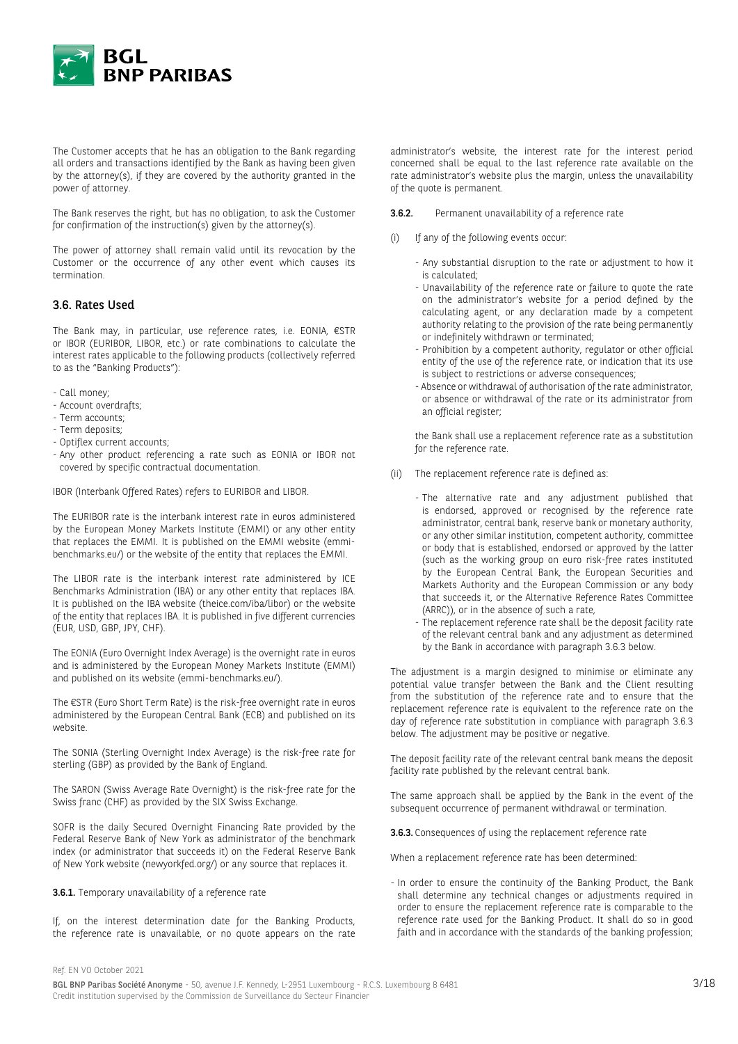The Customer accepts that he has an obligation to the Bank regarding all orders and transactions identified by the Bank as having been given by the attorney(s), if they are covered by the authority granted in the power of attorney.

The Bank reserves the right, but has no obligation, to ask the Customer for confirmation of the instruction(s) given by the attorney(s).

The power of attorney shall remain valid until its revocation by the Customer or the occurrence of any other event which causes its termination.

## 3.6. Rates Used

The Bank may, in particular, use reference rates, i.e. EONIA, €STR or IBOR (EURIBOR, LIBOR, etc.) or rate combinations to calculate the interest rates applicable to the following products (collectively referred to as the "Banking Products"):

- Call money;
- Account overdrafts;
- Term accounts;
- Term deposits;
- Optiflex current accounts;
- Any other product referencing a rate such as EONIA or IBOR not covered by specific contractual documentation.

IBOR (Interbank Offered Rates) refers to EURIBOR and LIBOR.

The EURIBOR rate is the interbank interest rate in euros administered by the European Money Markets Institute (EMMI) or any other entity that replaces the EMMI. It is published on the EMMI website (emmi-benchmarks.eu/) or the website of the entity that replaces the EMMI.

The LIBOR rate is the interbank interest rate administered by ICE Benchmarks Administration (IBA) or any other entity that replaces IBA. It is published on the IBA website (theice.com/iba/libor) or the website of the entity that replaces IBA. It is published in five different currencies (EUR, USD, GBP, JPY, CHF).

The EONIA (Euro Overnight Index Average) is the overnight rate in euros and is administered by the European Money Markets Institute (EMMI) and published on its website (emmi-benchmarks.eu/).

The €STR (Euro Short Term Rate) is the risk-free overnight rate in euros administered by the European Central Bank (ECB) and published on its website.

The SONIA (Sterling Overnight Index Average) is the risk-free rate for sterling (GBP) as provided by the Bank of England.

The SARON (Swiss Average Rate Overnight) is the risk-free rate for the Swiss franc (CHF) as provided by the SIX Swiss Exchange.

SOFR is the daily Secured Overnight Financing Rate provided by the Federal Reserve Bank of New York as administrator of the benchmark index (or administrator that succeeds it) on the Federal Reserve Bank of New York website (newyorkfed.org/) or any source that replaces it.

**3.6.1.** Temporary unavailability of a reference rate

If, on the interest determination date for the Banking Products, the reference rate is unavailable, or no quote appears on the rate administrator's website, the interest rate for the interest period concerned shall be equal to the last reference rate available on the rate administrator's website plus the margin, unless the unavailability of the quote is permanent.

**3.6.2.** Permanent unavailability of a reference rate

(i) If any of the following events occur:

- Any substantial disruption to the rate or adjustment to how it is calculated;
- Unavailability of the reference rate or failure to quote the rate on the administrator's website for a period defined by the calculating agent, or any declaration made by a competent authority relating to the provision of the rate being permanently or indefinitely withdrawn or terminated;
- Prohibition by a competent authority, regulator or other official entity of the use of the reference rate, or indication that its use is subject to restrictions or adverse consequences;
- Absence or withdrawal of authorisation of the rate administrator, or absence or withdrawal of the rate or its administrator from an official register;

the Bank shall use a replacement reference rate as a substitution for the reference rate.

(ii) The replacement reference rate is defined as:

- The alternative rate and any adjustment published that is endorsed, approved or recognised by the reference rate administrator, central bank, reserve bank or monetary authority, or any other similar institution, competent authority, committee or body that is established, endorsed or approved by the latter (such as the working group on euro risk-free rates instituted by the European Central Bank, the European Securities and Markets Authority and the European Commission or any body that succeeds it, or the Alternative Reference Rates Committee (ARRC)), or in the absence of such a rate,
- The replacement reference rate shall be the deposit facility rate of the relevant central bank and any adjustment as determined by the Bank in accordance with paragraph 3.6.3 below.

The adjustment is a margin designed to minimise or eliminate any potential value transfer between the Bank and the Client resulting from the substitution of the reference rate and to ensure that the replacement reference rate is equivalent to the reference rate on the day of reference rate substitution in compliance with paragraph 3.6.3 below. The adjustment may be positive or negative.

The deposit facility rate of the relevant central bank means the deposit facility rate published by the relevant central bank.

The same approach shall be applied by the Bank in the event of the subsequent occurrence of permanent withdrawal or termination.

**3.6.3.** Consequences of using the replacement reference rate

When a replacement reference rate has been determined:

- In order to ensure the continuity of the Banking Product, the Bank shall determine any technical changes or adjustments required in order to ensure the replacement reference rate is comparable to the reference rate used for the Banking Product. It shall do so in good faith and in accordance with the standards of the banking profession;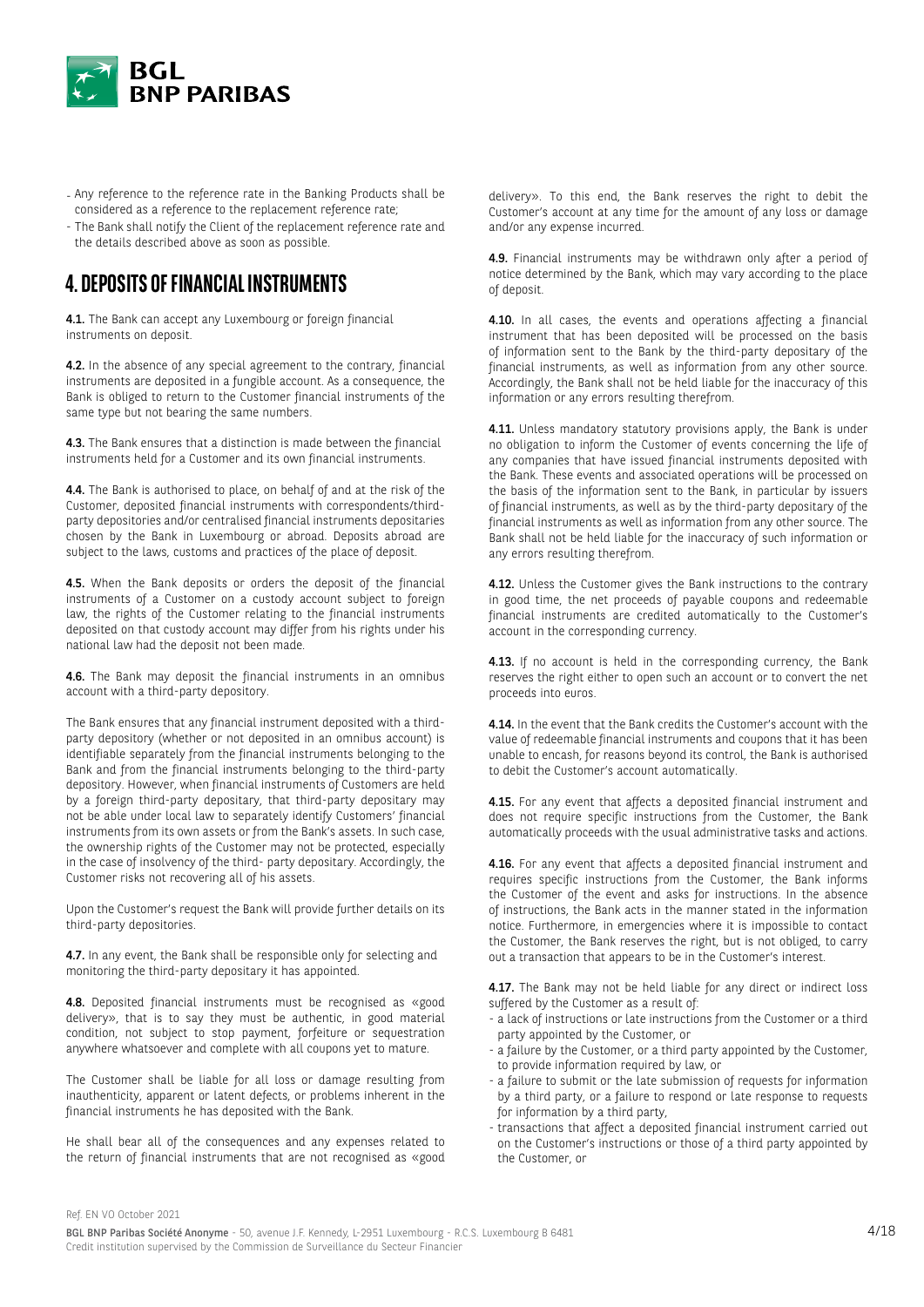- Any reference to the reference rate in the Banking Products shall be considered as a reference to the replacement reference rate;
- The Bank shall notify the Client of the replacement reference rate and the details described above as soon as possible.

## 4. DEPOSITS OF FINANCIAL INSTRUMENTS

**4.1.** The Bank can accept any Luxembourg or foreign financial instruments on deposit.

**4.2.** In the absence of any special agreement to the contrary, financial instruments are deposited in a fungible account. As a consequence, the Bank is obliged to return to the Customer financial instruments of the same type but not bearing the same numbers.

**4.3.** The Bank ensures that a distinction is made between the financial instruments held for a Customer and its own financial instruments.

**4.4.** The Bank is authorised to place, on behalf of and at the risk of the Customer, deposited financial instruments with correspondents/third-party depositories and/or centralised financial instruments depositaries chosen by the Bank in Luxembourg or abroad. Deposits abroad are subject to the laws, customs and practices of the place of deposit.

**4.5.** When the Bank deposits or orders the deposit of the financial instruments of a Customer on a custody account subject to foreign law, the rights of the Customer relating to the financial instruments deposited on that custody account may differ from his rights under his national law had the deposit not been made.

**4.6.** The Bank may deposit the financial instruments in an omnibus account with a third-party depository.

The Bank ensures that any financial instrument deposited with a third-party depository (whether or not deposited in an omnibus account) is identifiable separately from the financial instruments belonging to the Bank and from the financial instruments belonging to the third-party depository. However, when financial instruments of Customers are held by a foreign third-party depositary, that third-party depositary may not be able under local law to separately identify Customers' financial instruments from its own assets or from the Bank's assets. In such case, the ownership rights of the Customer may not be protected, especially in the case of insolvency of the third- party depositary. Accordingly, the Customer risks not recovering all of his assets.

Upon the Customer's request the Bank will provide further details on its third-party depositories.

**4.7.** In any event, the Bank shall be responsible only for selecting and monitoring the third-party depositary it has appointed.

**4.8.** Deposited financial instruments must be recognised as «good delivery», that is to say they must be authentic, in good material condition, not subject to stop payment, forfeiture or sequestration anywhere whatsoever and complete with all coupons yet to mature.

The Customer shall be liable for all loss or damage resulting from inauthenticity, apparent or latent defects, or problems inherent in the financial instruments he has deposited with the Bank.

He shall bear all of the consequences and any expenses related to the return of financial instruments that are not recognised as «good delivery». To this end, the Bank reserves the right to debit the Customer's account at any time for the amount of any loss or damage and/or any expense incurred.

**4.9.** Financial instruments may be withdrawn only after a period of notice determined by the Bank, which may vary according to the place of deposit.

**4.10.** In all cases, the events and operations affecting a financial instrument that has been deposited will be processed on the basis of information sent to the Bank by the third-party depositary of the financial instruments, as well as information from any other source. Accordingly, the Bank shall not be held liable for the inaccuracy of this information or any errors resulting therefrom.

**4.11.** Unless mandatory statutory provisions apply, the Bank is under no obligation to inform the Customer of events concerning the life of any companies that have issued financial instruments deposited with the Bank. These events and associated operations will be processed on the basis of the information sent to the Bank, in particular by issuers of financial instruments, as well as by the third-party depositary of the financial instruments as well as information from any other source. The Bank shall not be held liable for the inaccuracy of such information or any errors resulting therefrom.

**4.12.** Unless the Customer gives the Bank instructions to the contrary in good time, the net proceeds of payable coupons and redeemable financial instruments are credited automatically to the Customer's account in the corresponding currency.

**4.13.** If no account is held in the corresponding currency, the Bank reserves the right either to open such an account or to convert the net proceeds into euros.

**4.14.** In the event that the Bank credits the Customer's account with the value of redeemable financial instruments and coupons that it has been unable to encash, for reasons beyond its control, the Bank is authorised to debit the Customer's account automatically.

**4.15.** For any event that affects a deposited financial instrument and does not require specific instructions from the Customer, the Bank automatically proceeds with the usual administrative tasks and actions.

**4.16.** For any event that affects a deposited financial instrument and requires specific instructions from the Customer, the Bank informs the Customer of the event and asks for instructions. In the absence of instructions, the Bank acts in the manner stated in the information notice. Furthermore, in emergencies where it is impossible to contact the Customer, the Bank reserves the right, but is not obliged, to carry out a transaction that appears to be in the Customer's interest.

**4.17.** The Bank may not be held liable for any direct or indirect loss suffered by the Customer as a result of:

- a lack of instructions or late instructions from the Customer or a third party appointed by the Customer, or
- a failure by the Customer, or a third party appointed by the Customer, to provide information required by law, or
- a failure to submit or the late submission of requests for information by a third party, or a failure to respond or late response to requests for information by a third party,
- transactions that affect a deposited financial instrument carried out on the Customer's instructions or those of a third party appointed by the Customer, or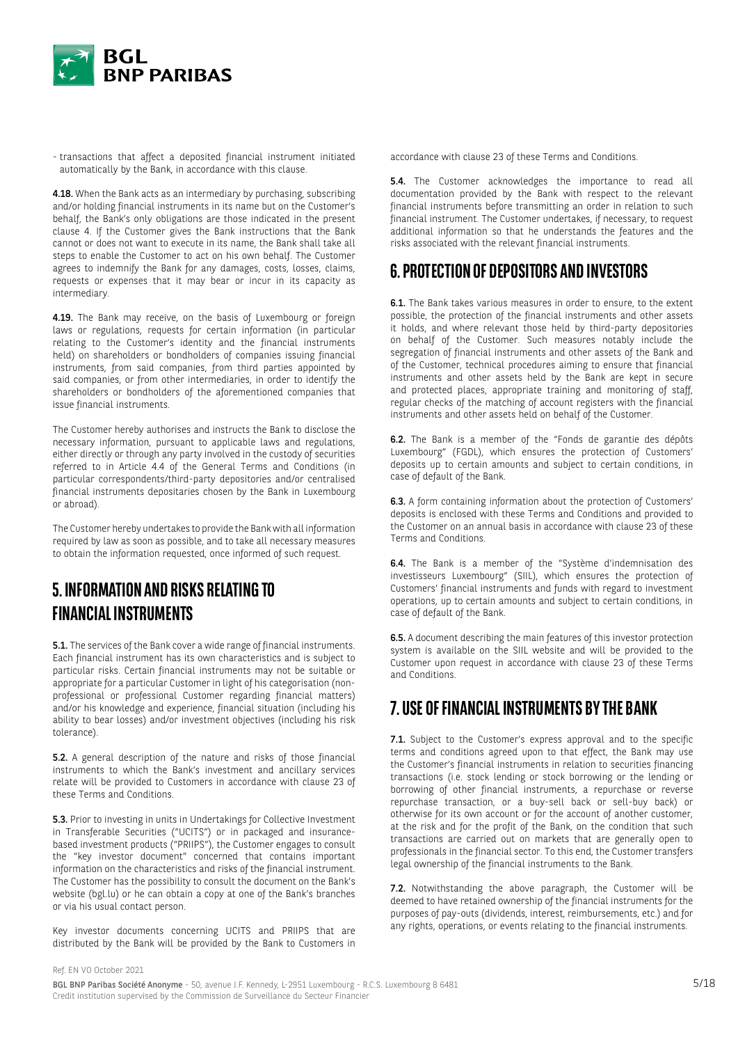- transactions that affect a deposited financial instrument initiated automatically by the Bank, in accordance with this clause.

**4.18.** When the Bank acts as an intermediary by purchasing, subscribing and/or holding financial instruments in its name but on the Customer's behalf, the Bank's only obligations are those indicated in the present clause 4. If the Customer gives the Bank instructions that the Bank cannot or does not want to execute in its name, the Bank shall take all steps to enable the Customer to act on his own behalf. The Customer agrees to indemnify the Bank for any damages, costs, losses, claims, requests or expenses that it may bear or incur in its capacity as intermediary.

**4.19.** The Bank may receive, on the basis of Luxembourg or foreign laws or regulations, requests for certain information (in particular relating to the Customer's identity and the financial instruments held) on shareholders or bondholders of companies issuing financial instruments, from said companies, from third parties appointed by said companies, or from other intermediaries, in order to identify the shareholders or bondholders of the aforementioned companies that issue financial instruments.

The Customer hereby authorises and instructs the Bank to disclose the necessary information, pursuant to applicable laws and regulations, either directly or through any party involved in the custody of securities referred to in Article 4.4 of the General Terms and Conditions (in particular correspondents/third-party depositories and/or centralised financial instruments depositaries chosen by the Bank in Luxembourg or abroad).

The Customer hereby undertakes to provide the Bank with all information required by law as soon as possible, and to take all necessary measures to obtain the information requested, once informed of such request.

## 5. INFORMATION AND RISKS RELATING TO FINANCIAL INSTRUMENTS

**5.1.** The services of the Bank cover a wide range of financial instruments. Each financial instrument has its own characteristics and is subject to particular risks. Certain financial instruments may not be suitable or appropriate for a particular Customer in light of his categorisation (non-professional or professional Customer regarding financial matters) and/or his knowledge and experience, financial situation (including his ability to bear losses) and/or investment objectives (including his risk tolerance).

**5.2.** A general description of the nature and risks of those financial instruments to which the Bank's investment and ancillary services relate will be provided to Customers in accordance with clause 23 of these Terms and Conditions.

**5.3.** Prior to investing in units in Undertakings for Collective Investment in Transferable Securities ("UCITS") or in packaged and insurance-based investment products ("PRIIPS"), the Customer engages to consult the "key investor document" concerned that contains important information on the characteristics and risks of the financial instrument. The Customer has the possibility to consult the document on the Bank's website (bgl.lu) or he can obtain a copy at one of the Bank's branches or via his usual contact person.

Key investor documents concerning UCITS and PRIIPS that are distributed by the Bank will be provided by the Bank to Customers in accordance with clause 23 of these Terms and Conditions.

**5.4.** The Customer acknowledges the importance to read all documentation provided by the Bank with respect to the relevant financial instruments before transmitting an order in relation to such financial instrument. The Customer undertakes, if necessary, to request additional information so that he understands the features and the risks associated with the relevant financial instruments.

## 6. PROTECTION OF DEPOSITORS AND INVESTORS

**6.1.** The Bank takes various measures in order to ensure, to the extent possible, the protection of the financial instruments and other assets it holds, and where relevant those held by third-party depositories on behalf of the Customer. Such measures notably include the segregation of financial instruments and other assets of the Bank and of the Customer, technical procedures aiming to ensure that financial instruments and other assets held by the Bank are kept in secure and protected places, appropriate training and monitoring of staff, regular checks of the matching of account registers with the financial instruments and other assets held on behalf of the Customer.

**6.2.** The Bank is a member of the "Fonds de garantie des dépôts Luxembourg" (FGDL), which ensures the protection of Customers' deposits up to certain amounts and subject to certain conditions, in case of default of the Bank.

**6.3.** A form containing information about the protection of Customers' deposits is enclosed with these Terms and Conditions and provided to the Customer on an annual basis in accordance with clause 23 of these Terms and Conditions.

**6.4.** The Bank is a member of the "Système d'indemnisation des investisseurs Luxembourg" (SIIL), which ensures the protection of Customers' financial instruments and funds with regard to investment operations, up to certain amounts and subject to certain conditions, in case of default of the Bank.

**6.5.** A document describing the main features of this investor protection system is available on the SIIL website and will be provided to the Customer upon request in accordance with clause 23 of these Terms and Conditions.

## 7. USE OF FINANCIAL INSTRUMENTS BY THE BANK

**7.1.** Subject to the Customer's express approval and to the specific terms and conditions agreed upon to that effect, the Bank may use the Customer's financial instruments in relation to securities financing transactions (i.e. stock lending or stock borrowing or the lending or borrowing of other financial instruments, a repurchase or reverse repurchase transaction, or a buy-sell back or sell-buy back) or otherwise for its own account or for the account of another customer, at the risk and for the profit of the Bank, on the condition that such transactions are carried out on markets that are generally open to professionals in the financial sector. To this end, the Customer transfers legal ownership of the financial instruments to the Bank.

**7.2.** Notwithstanding the above paragraph, the Customer will be deemed to have retained ownership of the financial instruments for the purposes of pay-outs (dividends, interest, reimbursements, etc.) and for any rights, operations, or events relating to the financial instruments.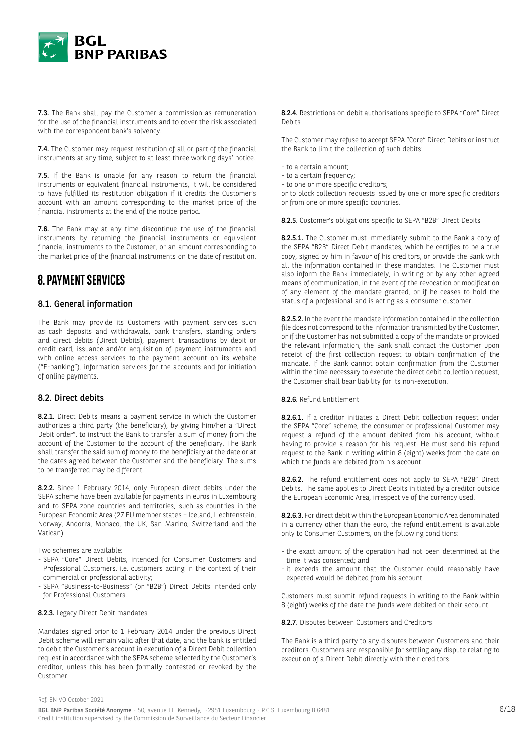**7.3.** The Bank shall pay the Customer a commission as remuneration for the use of the financial instruments and to cover the risk associated with the correspondent bank's solvency.

**7.4.** The Customer may request restitution of all or part of the financial instruments at any time, subject to at least three working days' notice.

**7.5.** If the Bank is unable for any reason to return the financial instruments or equivalent financial instruments, it will be considered to have fulfilled its restitution obligation if it credits the Customer's account with an amount corresponding to the market price of the financial instruments at the end of the notice period.

**7.6.** The Bank may at any time discontinue the use of the financial instruments by returning the financial instruments or equivalent financial instruments to the Customer, or an amount corresponding to the market price of the financial instruments on the date of restitution.

# 8. PAYMENT SERVICES

## 8.1. General information

The Bank may provide its Customers with payment services such as cash deposits and withdrawals, bank transfers, standing orders and direct debits (Direct Debits), payment transactions by debit or credit card, issuance and/or acquisition of payment instruments and with online access services to the payment account on its website ("E-banking"), information services for the accounts and for initiation of online payments.

## 8.2. Direct debits

**8.2.1.** Direct Debits means a payment service in which the Customer authorizes a third party (the beneficiary), by giving him/her a "Direct Debit order", to instruct the Bank to transfer a sum of money from the account of the Customer to the account of the beneficiary. The Bank shall transfer the said sum of money to the beneficiary at the date or at the dates agreed between the Customer and the beneficiary. The sums to be transferred may be different.

**8.2.2.** Since 1 February 2014, only European direct debits under the SEPA scheme have been available for payments in euros in Luxembourg and to SEPA zone countries and territories, such as countries in the European Economic Area (27 EU member states + Iceland, Liechtenstein, Norway, Andorra, Monaco, the UK, San Marino, Switzerland and the Vatican).

Two schemes are available:

- SEPA "Core" Direct Debits, intended for Consumer Customers and Professional Customers, i.e. customers acting in the context of their commercial or professional activity;
- SEPA "Business-to-Business" (or "B2B") Direct Debits intended only for Professional Customers.

**8.2.3.** Legacy Direct Debit mandates

Mandates signed prior to 1 February 2014 under the previous Direct Debit scheme will remain valid after that date, and the bank is entitled to debit the Customer's account in execution of a Direct Debit collection request in accordance with the SEPA scheme selected by the Customer's creditor, unless this has been formally contested or revoked by the Customer.

**8.2.4.** Restrictions on debit authorisations specific to SEPA "Core" Direct Debits

The Customer may refuse to accept SEPA "Core" Direct Debits or instruct the Bank to limit the collection of such debits:

- to a certain amount;
- to a certain frequency;
- to one or more specific creditors;

or to block collection requests issued by one or more specific creditors or from one or more specific countries.

**8.2.5.** Customer's obligations specific to SEPA "B2B" Direct Debits

**8.2.5.1.** The Customer must immediately submit to the Bank a copy of the SEPA "B2B" Direct Debit mandates, which he certifies to be a true copy, signed by him in favour of his creditors, or provide the Bank with all the information contained in these mandates. The Customer must also inform the Bank immediately, in writing or by any other agreed means of communication, in the event of the revocation or modification of any element of the mandate granted, or if he ceases to hold the status of a professional and is acting as a consumer customer.

**8.2.5.2.** In the event the mandate information contained in the collection file does not correspond to the information transmitted by the Customer, or if the Customer has not submitted a copy of the mandate or provided the relevant information, the Bank shall contact the Customer upon receipt of the first collection request to obtain confirmation of the mandate. If the Bank cannot obtain confirmation from the Customer within the time necessary to execute the direct debit collection request, the Customer shall bear liability for its non-execution.

**8.2.6.** Refund Entitlement

**8.2.6.1.** If a creditor initiates a Direct Debit collection request under the SEPA "Core" scheme, the consumer or professional Customer may request a refund of the amount debited from his account, without having to provide a reason for his request. He must send his refund request to the Bank in writing within 8 (eight) weeks from the date on which the funds are debited from his account.

**8.2.6.2.** The refund entitlement does not apply to SEPA "B2B" Direct Debits. The same applies to Direct Debits initiated by a creditor outside the European Economic Area, irrespective of the currency used.

**8.2.6.3.** For direct debit within the European Economic Area denominated in a currency other than the euro, the refund entitlement is available only to Consumer Customers, on the following conditions:

- the exact amount of the operation had not been determined at the time it was consented; and
- it exceeds the amount that the Customer could reasonably have expected would be debited from his account.

Customers must submit refund requests in writing to the Bank within 8 (eight) weeks of the date the funds were debited on their account.

**8.2.7.** Disputes between Customers and Creditors

The Bank is a third party to any disputes between Customers and their creditors. Customers are responsible for settling any dispute relating to execution of a Direct Debit directly with their creditors.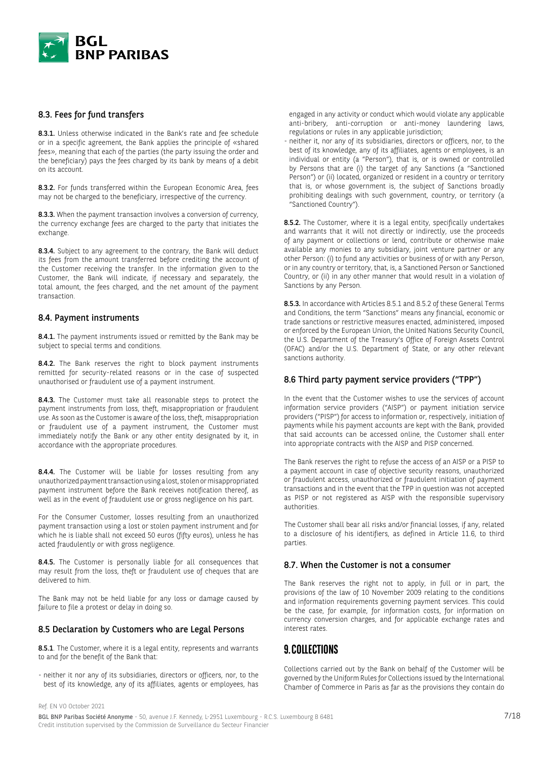### 8.3. Fees for fund transfers

**8.3.1.** Unless otherwise indicated in the Bank's rate and fee schedule or in a specific agreement, the Bank applies the principle of «shared fees», meaning that each of the parties (the party issuing the order and the beneficiary) pays the fees charged by its bank by means of a debit on its account.

**8.3.2.** For funds transferred within the European Economic Area, fees may not be charged to the beneficiary, irrespective of the currency.

**8.3.3.** When the payment transaction involves a conversion of currency, the currency exchange fees are charged to the party that initiates the exchange.

**8.3.4.** Subject to any agreement to the contrary, the Bank will deduct its fees from the amount transferred before crediting the account of the Customer receiving the transfer. In the information given to the Customer, the Bank will indicate, if necessary and separately, the total amount, the fees charged, and the net amount of the payment transaction.

### 8.4. Payment instruments

**8.4.1.** The payment instruments issued or remitted by the Bank may be subject to special terms and conditions.

**8.4.2.** The Bank reserves the right to block payment instruments remitted for security-related reasons or in the case of suspected unauthorised or fraudulent use of a payment instrument.

**8.4.3.** The Customer must take all reasonable steps to protect the payment instruments from loss, theft, misappropriation or fraudulent use. As soon as the Customer is aware of the loss, theft, misappropriation or fraudulent use of a payment instrument, the Customer must immediately notify the Bank or any other entity designated by it, in accordance with the appropriate procedures.

**8.4.4.** The Customer will be liable for losses resulting from any unauthorized payment transaction using a lost, stolen or misappropriated payment instrument before the Bank receives notification thereof, as well as in the event of fraudulent use or gross negligence on his part.

For the Consumer Customer, losses resulting from an unauthorized payment transaction using a lost or stolen payment instrument and for which he is liable shall not exceed 50 euros (fifty euros), unless he has acted fraudulently or with gross negligence.

**8.4.5.** The Customer is personally liable for all consequences that may result from the loss, theft or fraudulent use of cheques that are delivered to him.

The Bank may not be held liable for any loss or damage caused by failure to file a protest or delay in doing so.

### 8.5 Declaration by Customers who are Legal Persons

**8.5.1**. The Customer, where it is a legal entity, represents and warrants to and for the benefit of the Bank that:

- neither it nor any of its subsidiaries, directors or officers, nor, to the best of its knowledge, any of its affiliates, agents or employees, has engaged in any activity or conduct which would violate any applicable anti-bribery, anti-corruption or anti-money laundering laws, regulations or rules in any applicable jurisdiction;
- neither it, nor any of its subsidiaries, directors or officers, nor, to the best of its knowledge, any of its affiliates, agents or employees, is an individual or entity (a "Person"), that is, or is owned or controlled by Persons that are (i) the target of any Sanctions (a "Sanctioned Person") or (ii) located, organized or resident in a country or territory that is, or whose government is, the subject of Sanctions broadly prohibiting dealings with such government, country, or territory (a "Sanctioned Country").

**8.5.2.** The Customer, where it is a legal entity, specifically undertakes and warrants that it will not directly or indirectly, use the proceeds of any payment or collections or lend, contribute or otherwise make available any monies to any subsidiary, joint venture partner or any other Person: (i) to fund any activities or business of or with any Person, or in any country or territory, that, is, a Sanctioned Person or Sanctioned Country, or (ii) in any other manner that would result in a violation of Sanctions by any Person.

**8.5.3.** In accordance with Articles 8.5.1 and 8.5.2 of these General Terms and Conditions, the term "Sanctions" means any financial, economic or trade sanctions or restrictive measures enacted, administered, imposed or enforced by the European Union, the United Nations Security Council, the U.S. Department of the Treasury's Office of Foreign Assets Control (OFAC) and/or the U.S. Department of State, or any other relevant sanctions authority.

### 8.6 Third party payment service providers ("TPP")

In the event that the Customer wishes to use the services of account information service providers ("AISP") or payment initiation service providers ("PISP") for access to information or, respectively, initiation of payments while his payment accounts are kept with the Bank, provided that said accounts can be accessed online, the Customer shall enter into appropriate contracts with the AISP and PISP concerned.

The Bank reserves the right to refuse the access of an AISP or a PISP to a payment account in case of objective security reasons, unauthorized or fraudulent access, unauthorized or fraudulent initiation of payment transactions and in the event that the TPP in question was not accepted as PISP or not registered as AISP with the responsible supervisory authorities.

The Customer shall bear all risks and/or financial losses, if any, related to a disclosure of his identifiers, as defined in Article 11.6, to third parties.

### 8.7. When the Customer is not a consumer

The Bank reserves the right not to apply, in full or in part, the provisions of the law of 10 November 2009 relating to the conditions and information requirements governing payment services. This could be the case, for example, for information costs, for information on currency conversion charges, and for applicable exchange rates and interest rates.

## 9. COLLECTIONS

Collections carried out by the Bank on behalf of the Customer will be governed by the Uniform Rules for Collections issued by the International Chamber of Commerce in Paris as far as the provisions they contain do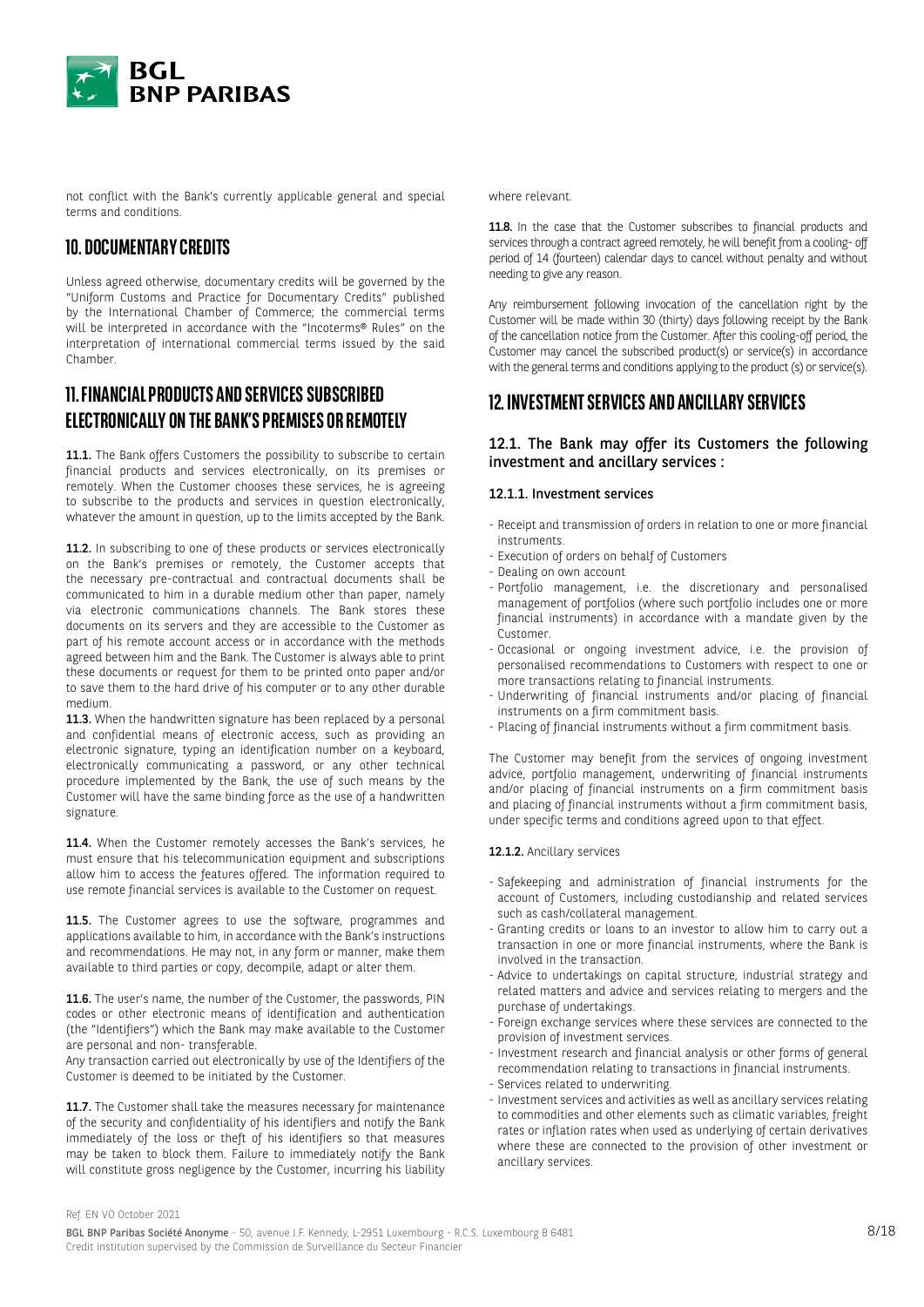not conflict with the Bank's currently applicable general and special terms and conditions.

## 10. DOCUMENTARY CREDITS

Unless agreed otherwise, documentary credits will be governed by the "Uniform Customs and Practice for Documentary Credits" published by the International Chamber of Commerce; the commercial terms will be interpreted in accordance with the "Incoterms® Rules" on the interpretation of international commercial terms issued by the said Chamber.

## 11. FINANCIAL PRODUCTS AND SERVICES SUBSCRIBED ELECTRONICALLY ON THE BANK'S PREMISES OR REMOTELY

**11.1.** The Bank offers Customers the possibility to subscribe to certain financial products and services electronically, on its premises or remotely. When the Customer chooses these services, he is agreeing to subscribe to the products and services in question electronically, whatever the amount in question, up to the limits accepted by the Bank.

**11.2.** In subscribing to one of these products or services electronically on the Bank's premises or remotely, the Customer accepts that the necessary pre-contractual and contractual documents shall be communicated to him in a durable medium other than paper, namely via electronic communications channels. The Bank stores these documents on its servers and they are accessible to the Customer as part of his remote account access or in accordance with the methods agreed between him and the Bank. The Customer is always able to print these documents or request for them to be printed onto paper and/or to save them to the hard drive of his computer or to any other durable medium.

**11.3.** When the handwritten signature has been replaced by a personal and confidential means of electronic access, such as providing an electronic signature, typing an identification number on a keyboard, electronically communicating a password, or any other technical procedure implemented by the Bank, the use of such means by the Customer will have the same binding force as the use of a handwritten signature.

**11.4.** When the Customer remotely accesses the Bank's services, he must ensure that his telecommunication equipment and subscriptions allow him to access the features offered. The information required to use remote financial services is available to the Customer on request.

**11.5.** The Customer agrees to use the software, programmes and applications available to him, in accordance with the Bank's instructions and recommendations. He may not, in any form or manner, make them available to third parties or copy, decompile, adapt or alter them.

**11.6.** The user's name, the number of the Customer, the passwords, PIN codes or other electronic means of identification and authentication (the "Identifiers") which the Bank may make available to the Customer are personal and non- transferable.

Any transaction carried out electronically by use of the Identifiers of the Customer is deemed to be initiated by the Customer.

**11.7.** The Customer shall take the measures necessary for maintenance of the security and confidentiality of his identifiers and notify the Bank immediately of the loss or theft of his identifiers so that measures may be taken to block them. Failure to immediately notify the Bank will constitute gross negligence by the Customer, incurring his liability where relevant.

**11.8.** In the case that the Customer subscribes to financial products and services through a contract agreed remotely, he will benefit from a cooling- off period of 14 (fourteen) calendar days to cancel without penalty and without needing to give any reason.

Any reimbursement following invocation of the cancellation right by the Customer will be made within 30 (thirty) days following receipt by the Bank of the cancellation notice from the Customer. After this cooling-off period, the Customer may cancel the subscribed product(s) or service(s) in accordance with the general terms and conditions applying to the product (s) or service(s).

## 12. INVESTMENT SERVICES AND ANCILLARY SERVICES

### 12.1. The Bank may offer its Customers the following investment and ancillary services :

#### 12.1.1. Investment services

- Receipt and transmission of orders in relation to one or more financial instruments.
- Execution of orders on behalf of Customers
- Dealing on own account
- Portfolio management, i.e. the discretionary and personalised management of portfolios (where such portfolio includes one or more financial instruments) in accordance with a mandate given by the Customer.
- Occasional or ongoing investment advice, i.e. the provision of personalised recommendations to Customers with respect to one or more transactions relating to financial instruments.
- Underwriting of financial instruments and/or placing of financial instruments on a firm commitment basis.
- Placing of financial instruments without a firm commitment basis.

The Customer may benefit from the services of ongoing investment advice, portfolio management, underwriting of financial instruments and/or placing of financial instruments on a firm commitment basis and placing of financial instruments without a firm commitment basis, under specific terms and conditions agreed upon to that effect.

**12.1.2.** Ancillary services

- Safekeeping and administration of financial instruments for the account of Customers, including custodianship and related services such as cash/collateral management.
- Granting credits or loans to an investor to allow him to carry out a transaction in one or more financial instruments, where the Bank is involved in the transaction.
- Advice to undertakings on capital structure, industrial strategy and related matters and advice and services relating to mergers and the purchase of undertakings.
- Foreign exchange services where these services are connected to the provision of investment services.
- Investment research and financial analysis or other forms of general recommendation relating to transactions in financial instruments.
- Services related to underwriting.
- Investment services and activities as well as ancillary services relating to commodities and other elements such as climatic variables, freight rates or inflation rates when used as underlying of certain derivatives where these are connected to the provision of other investment or ancillary services.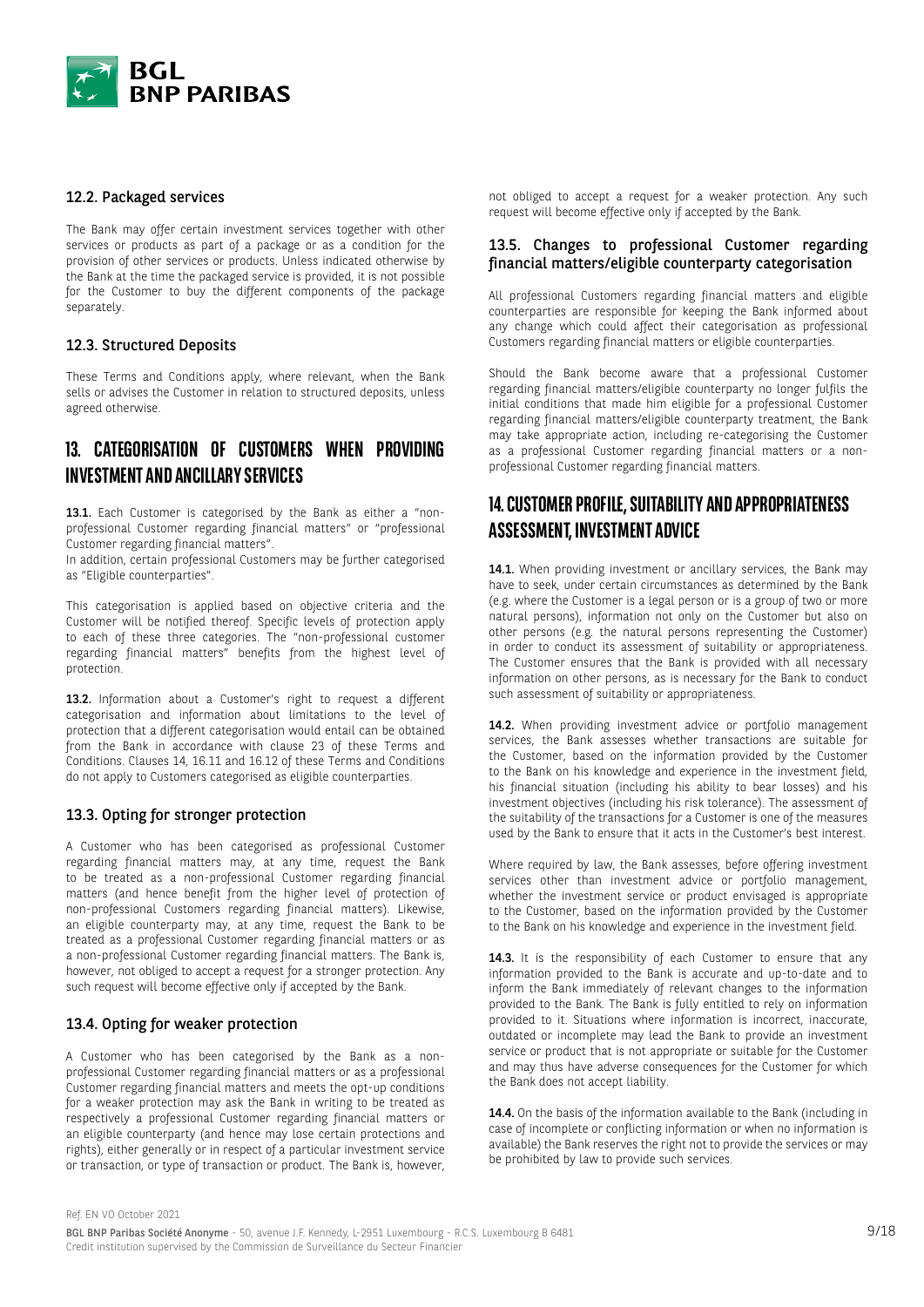### 12.2. Packaged services

The Bank may offer certain investment services together with other services or products as part of a package or as a condition for the provision of other services or products. Unless indicated otherwise by the Bank at the time the packaged service is provided, it is not possible for the Customer to buy the different components of the package separately.

### 12.3. Structured Deposits

These Terms and Conditions apply, where relevant, when the Bank sells or advises the Customer in relation to structured deposits, unless agreed otherwise.

## 13. CATEGORISATION OF CUSTOMERS WHEN PROVIDING INVESTMENT AND ANCILLARY SERVICES

**13.1.** Each Customer is categorised by the Bank as either a "non-professional Customer regarding financial matters" or "professional Customer regarding financial matters".
In addition, certain professional Customers may be further categorised as "Eligible counterparties".

This categorisation is applied based on objective criteria and the Customer will be notified thereof. Specific levels of protection apply to each of these three categories. The "non-professional customer regarding financial matters" benefits from the highest level of protection.

**13.2.** Information about a Customer's right to request a different categorisation and information about limitations to the level of protection that a different categorisation would entail can be obtained from the Bank in accordance with clause 23 of these Terms and Conditions. Clauses 14, 16.11 and 16.12 of these Terms and Conditions do not apply to Customers categorised as eligible counterparties.

### 13.3. Opting for stronger protection

A Customer who has been categorised as professional Customer regarding financial matters may, at any time, request the Bank to be treated as a non-professional Customer regarding financial matters (and hence benefit from the higher level of protection of non-professional Customers regarding financial matters). Likewise, an eligible counterparty may, at any time, request the Bank to be treated as a professional Customer regarding financial matters or as a non-professional Customer regarding financial matters. The Bank is, however, not obliged to accept a request for a stronger protection. Any such request will become effective only if accepted by the Bank.

### 13.4. Opting for weaker protection

A Customer who has been categorised by the Bank as a non-professional Customer regarding financial matters or as a professional Customer regarding financial matters and meets the opt-up conditions for a weaker protection may ask the Bank in writing to be treated as respectively a professional Customer regarding financial matters or an eligible counterparty (and hence may lose certain protections and rights), either generally or in respect of a particular investment service or transaction, or type of transaction or product. The Bank is, however, not obliged to accept a request for a weaker protection. Any such request will become effective only if accepted by the Bank.

### 13.5. Changes to professional Customer regarding financial matters/eligible counterparty categorisation

All professional Customers regarding financial matters and eligible counterparties are responsible for keeping the Bank informed about any change which could affect their categorisation as professional Customers regarding financial matters or eligible counterparties.

Should the Bank become aware that a professional Customer regarding financial matters/eligible counterparty no longer fulfils the initial conditions that made him eligible for a professional Customer regarding financial matters/eligible counterparty treatment, the Bank may take appropriate action, including re-categorising the Customer as a professional Customer regarding financial matters or a non-professional Customer regarding financial matters.

## 14. CUSTOMER PROFILE, SUITABILITY AND APPROPRIATENESS ASSESSMENT, INVESTMENT ADVICE

**14.1.** When providing investment or ancillary services, the Bank may have to seek, under certain circumstances as determined by the Bank (e.g. where the Customer is a legal person or is a group of two or more natural persons), information not only on the Customer but also on other persons (e.g. the natural persons representing the Customer) in order to conduct its assessment of suitability or appropriateness. The Customer ensures that the Bank is provided with all necessary information on other persons, as is necessary for the Bank to conduct such assessment of suitability or appropriateness.

**14.2.** When providing investment advice or portfolio management services, the Bank assesses whether transactions are suitable for the Customer, based on the information provided by the Customer to the Bank on his knowledge and experience in the investment field, his financial situation (including his ability to bear losses) and his investment objectives (including his risk tolerance). The assessment of the suitability of the transactions for a Customer is one of the measures used by the Bank to ensure that it acts in the Customer's best interest.

Where required by law, the Bank assesses, before offering investment services other than investment advice or portfolio management, whether the investment service or product envisaged is appropriate to the Customer, based on the information provided by the Customer to the Bank on his knowledge and experience in the investment field.

**14.3.** It is the responsibility of each Customer to ensure that any information provided to the Bank is accurate and up-to-date and to inform the Bank immediately of relevant changes to the information provided to the Bank. The Bank is fully entitled to rely on information provided to it. Situations where information is incorrect, inaccurate, outdated or incomplete may lead the Bank to provide an investment service or product that is not appropriate or suitable for the Customer and may thus have adverse consequences for the Customer for which the Bank does not accept liability.

**14.4.** On the basis of the information available to the Bank (including in case of incomplete or conflicting information or when no information is available) the Bank reserves the right not to provide the services or may be prohibited by law to provide such services.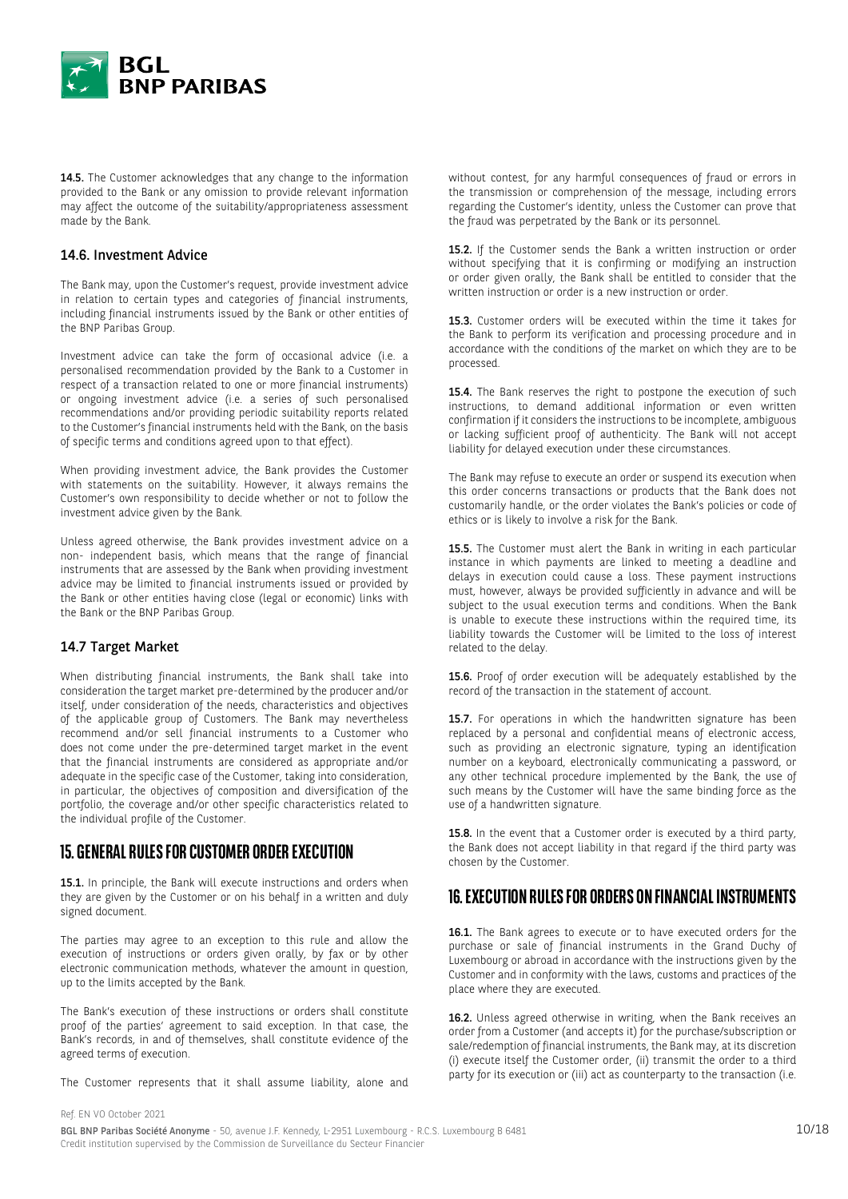**14.5.** The Customer acknowledges that any change to the information provided to the Bank or any omission to provide relevant information may affect the outcome of the suitability/appropriateness assessment made by the Bank.

### 14.6. Investment Advice

The Bank may, upon the Customer's request, provide investment advice in relation to certain types and categories of financial instruments, including financial instruments issued by the Bank or other entities of the BNP Paribas Group.

Investment advice can take the form of occasional advice (i.e. a personalised recommendation provided by the Bank to a Customer in respect of a transaction related to one or more financial instruments) or ongoing investment advice (i.e. a series of such personalised recommendations and/or providing periodic suitability reports related to the Customer's financial instruments held with the Bank, on the basis of specific terms and conditions agreed upon to that effect).

When providing investment advice, the Bank provides the Customer with statements on the suitability. However, it always remains the Customer's own responsibility to decide whether or not to follow the investment advice given by the Bank.

Unless agreed otherwise, the Bank provides investment advice on a non- independent basis, which means that the range of financial instruments that are assessed by the Bank when providing investment advice may be limited to financial instruments issued or provided by the Bank or other entities having close (legal or economic) links with the Bank or the BNP Paribas Group.

### 14.7 Target Market

When distributing financial instruments, the Bank shall take into consideration the target market pre-determined by the producer and/or itself, under consideration of the needs, characteristics and objectives of the applicable group of Customers. The Bank may nevertheless recommend and/or sell financial instruments to a Customer who does not come under the pre-determined target market in the event that the financial instruments are considered as appropriate and/or adequate in the specific case of the Customer, taking into consideration, in particular, the objectives of composition and diversification of the portfolio, the coverage and/or other specific characteristics related to the individual profile of the Customer.

## 15. GENERAL RULES FOR CUSTOMER ORDER EXECUTION

**15.1.** In principle, the Bank will execute instructions and orders when they are given by the Customer or on his behalf in a written and duly signed document.

The parties may agree to an exception to this rule and allow the execution of instructions or orders given orally, by fax or by other electronic communication methods, whatever the amount in question, up to the limits accepted by the Bank.

The Bank's execution of these instructions or orders shall constitute proof of the parties' agreement to said exception. In that case, the Bank's records, in and of themselves, shall constitute evidence of the agreed terms of execution.

The Customer represents that it shall assume liability, alone and without contest, for any harmful consequences of fraud or errors in the transmission or comprehension of the message, including errors regarding the Customer's identity, unless the Customer can prove that the fraud was perpetrated by the Bank or its personnel.

**15.2.** If the Customer sends the Bank a written instruction or order without specifying that it is confirming or modifying an instruction or order given orally, the Bank shall be entitled to consider that the written instruction or order is a new instruction or order.

**15.3.** Customer orders will be executed within the time it takes for the Bank to perform its verification and processing procedure and in accordance with the conditions of the market on which they are to be processed.

**15.4.** The Bank reserves the right to postpone the execution of such instructions, to demand additional information or even written confirmation if it considers the instructions to be incomplete, ambiguous or lacking sufficient proof of authenticity. The Bank will not accept liability for delayed execution under these circumstances.

The Bank may refuse to execute an order or suspend its execution when this order concerns transactions or products that the Bank does not customarily handle, or the order violates the Bank's policies or code of ethics or is likely to involve a risk for the Bank.

**15.5.** The Customer must alert the Bank in writing in each particular instance in which payments are linked to meeting a deadline and delays in execution could cause a loss. These payment instructions must, however, always be provided sufficiently in advance and will be subject to the usual execution terms and conditions. When the Bank is unable to execute these instructions within the required time, its liability towards the Customer will be limited to the loss of interest related to the delay.

**15.6.** Proof of order execution will be adequately established by the record of the transaction in the statement of account.

**15.7.** For operations in which the handwritten signature has been replaced by a personal and confidential means of electronic access, such as providing an electronic signature, typing an identification number on a keyboard, electronically communicating a password, or any other technical procedure implemented by the Bank, the use of such means by the Customer will have the same binding force as the use of a handwritten signature.

**15.8.** In the event that a Customer order is executed by a third party, the Bank does not accept liability in that regard if the third party was chosen by the Customer.

## 16. EXECUTION RULES FOR ORDERS ON FINANCIAL INSTRUMENTS

**16.1.** The Bank agrees to execute or to have executed orders for the purchase or sale of financial instruments in the Grand Duchy of Luxembourg or abroad in accordance with the instructions given by the Customer and in conformity with the laws, customs and practices of the place where they are executed.

**16.2.** Unless agreed otherwise in writing, when the Bank receives an order from a Customer (and accepts it) for the purchase/subscription or sale/redemption of financial instruments, the Bank may, at its discretion (i) execute itself the Customer order, (ii) transmit the order to a third party for its execution or (iii) act as counterparty to the transaction (i.e.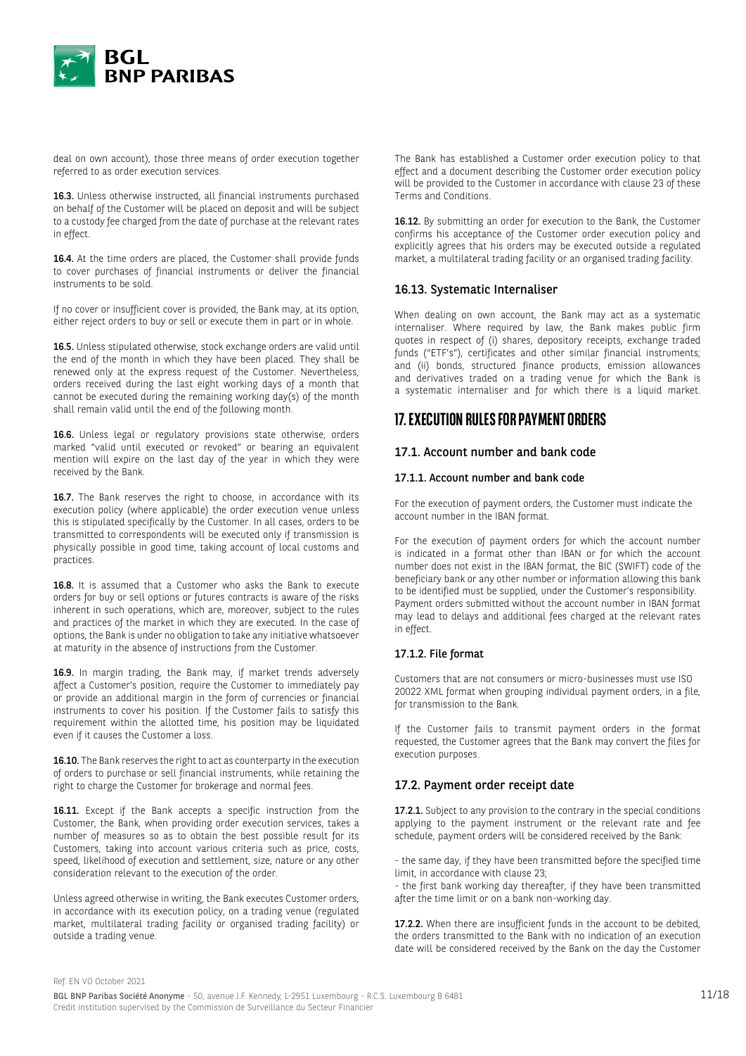deal on own account), those three means of order execution together referred to as order execution services.

**16.3.** Unless otherwise instructed, all financial instruments purchased on behalf of the Customer will be placed on deposit and will be subject to a custody fee charged from the date of purchase at the relevant rates in effect.

**16.4.** At the time orders are placed, the Customer shall provide funds to cover purchases of financial instruments or deliver the financial instruments to be sold.

If no cover or insufficient cover is provided, the Bank may, at its option, either reject orders to buy or sell or execute them in part or in whole.

**16.5.** Unless stipulated otherwise, stock exchange orders are valid until the end of the month in which they have been placed. They shall be renewed only at the express request of the Customer. Nevertheless, orders received during the last eight working days of a month that cannot be executed during the remaining working day(s) of the month shall remain valid until the end of the following month.

**16.6.** Unless legal or regulatory provisions state otherwise, orders marked "valid until executed or revoked" or bearing an equivalent mention will expire on the last day of the year in which they were received by the Bank.

**16.7.** The Bank reserves the right to choose, in accordance with its execution policy (where applicable) the order execution venue unless this is stipulated specifically by the Customer. In all cases, orders to be transmitted to correspondents will be executed only if transmission is physically possible in good time, taking account of local customs and practices.

**16.8.** It is assumed that a Customer who asks the Bank to execute orders for buy or sell options or futures contracts is aware of the risks inherent in such operations, which are, moreover, subject to the rules and practices of the market in which they are executed. In the case of options, the Bank is under no obligation to take any initiative whatsoever at maturity in the absence of instructions from the Customer.

**16.9.** In margin trading, the Bank may, if market trends adversely affect a Customer's position, require the Customer to immediately pay or provide an additional margin in the form of currencies or financial instruments to cover his position. If the Customer fails to satisfy this requirement within the allotted time, his position may be liquidated even if it causes the Customer a loss.

**16.10.** The Bank reserves the right to act as counterparty in the execution of orders to purchase or sell financial instruments, while retaining the right to charge the Customer for brokerage and normal fees.

**16.11.** Except if the Bank accepts a specific instruction from the Customer, the Bank, when providing order execution services, takes a number of measures so as to obtain the best possible result for its Customers, taking into account various criteria such as price, costs, speed, likelihood of execution and settlement, size, nature or any other consideration relevant to the execution of the order.

Unless agreed otherwise in writing, the Bank executes Customer orders, in accordance with its execution policy, on a trading venue (regulated market, multilateral trading facility or organised trading facility) or outside a trading venue.

The Bank has established a Customer order execution policy to that effect and a document describing the Customer order execution policy will be provided to the Customer in accordance with clause 23 of these Terms and Conditions.

**16.12.** By submitting an order for execution to the Bank, the Customer confirms his acceptance of the Customer order execution policy and explicitly agrees that his orders may be executed outside a regulated market, a multilateral trading facility or an organised trading facility.

### 16.13. Systematic Internaliser

When dealing on own account, the Bank may act as a systematic internaliser. Where required by law, the Bank makes public firm quotes in respect of (i) shares, depository receipts, exchange traded funds ("ETF's"), certificates and other similar financial instruments; and (ii) bonds, structured finance products, emission allowances and derivatives traded on a trading venue for which the Bank is a systematic internaliser and for which there is a liquid market.

## 17. EXECUTION RULES FOR PAYMENT ORDERS

### 17.1. Account number and bank code

#### 17.1.1. Account number and bank code

For the execution of payment orders, the Customer must indicate the account number in the IBAN format.

For the execution of payment orders for which the account number is indicated in a format other than IBAN or for which the account number does not exist in the IBAN format, the BIC (SWIFT) code of the beneficiary bank or any other number or information allowing this bank to be identified must be supplied, under the Customer's responsibility. Payment orders submitted without the account number in IBAN format may lead to delays and additional fees charged at the relevant rates in effect.

#### 17.1.2. File format

Customers that are not consumers or micro-businesses must use ISO 20022 XML format when grouping individual payment orders, in a file, for transmission to the Bank.

If the Customer fails to transmit payment orders in the format requested, the Customer agrees that the Bank may convert the files for execution purposes.

### 17.2. Payment order receipt date

**17.2.1.** Subject to any provision to the contrary in the special conditions applying to the payment instrument or the relevant rate and fee schedule, payment orders will be considered received by the Bank:

- the same day, if they have been transmitted before the specified time limit, in accordance with clause 23;
- the first bank working day thereafter, if they have been transmitted after the time limit or on a bank non-working day.

**17.2.2.** When there are insufficient funds in the account to be debited, the orders transmitted to the Bank with no indication of an execution date will be considered received by the Bank on the day the Customer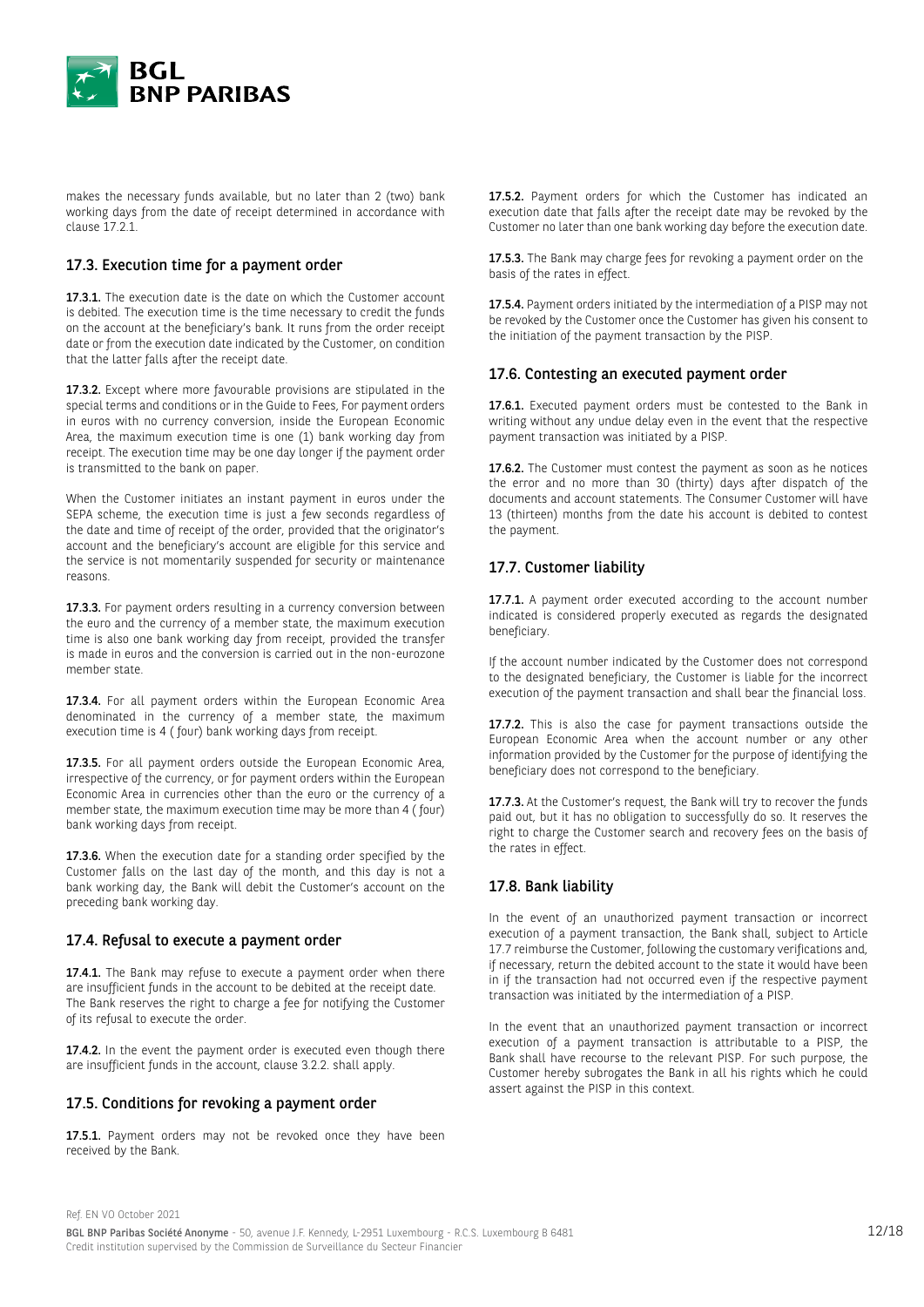makes the necessary funds available, but no later than 2 (two) bank working days from the date of receipt determined in accordance with clause 17.2.1.

### 17.3. Execution time for a payment order

**17.3.1.** The execution date is the date on which the Customer account is debited. The execution time is the time necessary to credit the funds on the account at the beneficiary's bank. It runs from the order receipt date or from the execution date indicated by the Customer, on condition that the latter falls after the receipt date.

**17.3.2.** Except where more favourable provisions are stipulated in the special terms and conditions or in the Guide to Fees, For payment orders in euros with no currency conversion, inside the European Economic Area, the maximum execution time is one (1) bank working day from receipt. The execution time may be one day longer if the payment order is transmitted to the bank on paper.

When the Customer initiates an instant payment in euros under the SEPA scheme, the execution time is just a few seconds regardless of the date and time of receipt of the order, provided that the originator's account and the beneficiary's account are eligible for this service and the service is not momentarily suspended for security or maintenance reasons.

**17.3.3.** For payment orders resulting in a currency conversion between the euro and the currency of a member state, the maximum execution time is also one bank working day from receipt, provided the transfer is made in euros and the conversion is carried out in the non-eurozone member state.

**17.3.4.** For all payment orders within the European Economic Area denominated in the currency of a member state, the maximum execution time is 4 ( four) bank working days from receipt.

**17.3.5.** For all payment orders outside the European Economic Area, irrespective of the currency, or for payment orders within the European Economic Area in currencies other than the euro or the currency of a member state, the maximum execution time may be more than 4 ( four) bank working days from receipt.

**17.3.6.** When the execution date for a standing order specified by the Customer falls on the last day of the month, and this day is not a bank working day, the Bank will debit the Customer's account on the preceding bank working day.

### 17.4. Refusal to execute a payment order

**17.4.1.** The Bank may refuse to execute a payment order when there are insufficient funds in the account to be debited at the receipt date. The Bank reserves the right to charge a fee for notifying the Customer of its refusal to execute the order.

**17.4.2.** In the event the payment order is executed even though there are insufficient funds in the account, clause 3.2.2. shall apply.

### 17.5. Conditions for revoking a payment order

**17.5.1.** Payment orders may not be revoked once they have been received by the Bank.

**17.5.2.** Payment orders for which the Customer has indicated an execution date that falls after the receipt date may be revoked by the Customer no later than one bank working day before the execution date.

**17.5.3.** The Bank may charge fees for revoking a payment order on the basis of the rates in effect.

**17.5.4.** Payment orders initiated by the intermediation of a PISP may not be revoked by the Customer once the Customer has given his consent to the initiation of the payment transaction by the PISP.

### 17.6. Contesting an executed payment order

**17.6.1.** Executed payment orders must be contested to the Bank in writing without any undue delay even in the event that the respective payment transaction was initiated by a PISP.

**17.6.2.** The Customer must contest the payment as soon as he notices the error and no more than 30 (thirty) days after dispatch of the documents and account statements. The Consumer Customer will have 13 (thirteen) months from the date his account is debited to contest the payment.

### 17.7. Customer liability

**17.7.1.** A payment order executed according to the account number indicated is considered properly executed as regards the designated beneficiary.

If the account number indicated by the Customer does not correspond to the designated beneficiary, the Customer is liable for the incorrect execution of the payment transaction and shall bear the financial loss.

**17.7.2.** This is also the case for payment transactions outside the European Economic Area when the account number or any other information provided by the Customer for the purpose of identifying the beneficiary does not correspond to the beneficiary.

**17.7.3.** At the Customer's request, the Bank will try to recover the funds paid out, but it has no obligation to successfully do so. It reserves the right to charge the Customer search and recovery fees on the basis of the rates in effect.

### 17.8. Bank liability

In the event of an unauthorized payment transaction or incorrect execution of a payment transaction, the Bank shall, subject to Article 17.7 reimburse the Customer, following the customary verifications and, if necessary, return the debited account to the state it would have been in if the transaction had not occurred even if the respective payment transaction was initiated by the intermediation of a PISP.

In the event that an unauthorized payment transaction or incorrect execution of a payment transaction is attributable to a PISP, the Bank shall have recourse to the relevant PISP. For such purpose, the Customer hereby subrogates the Bank in all his rights which he could assert against the PISP in this context.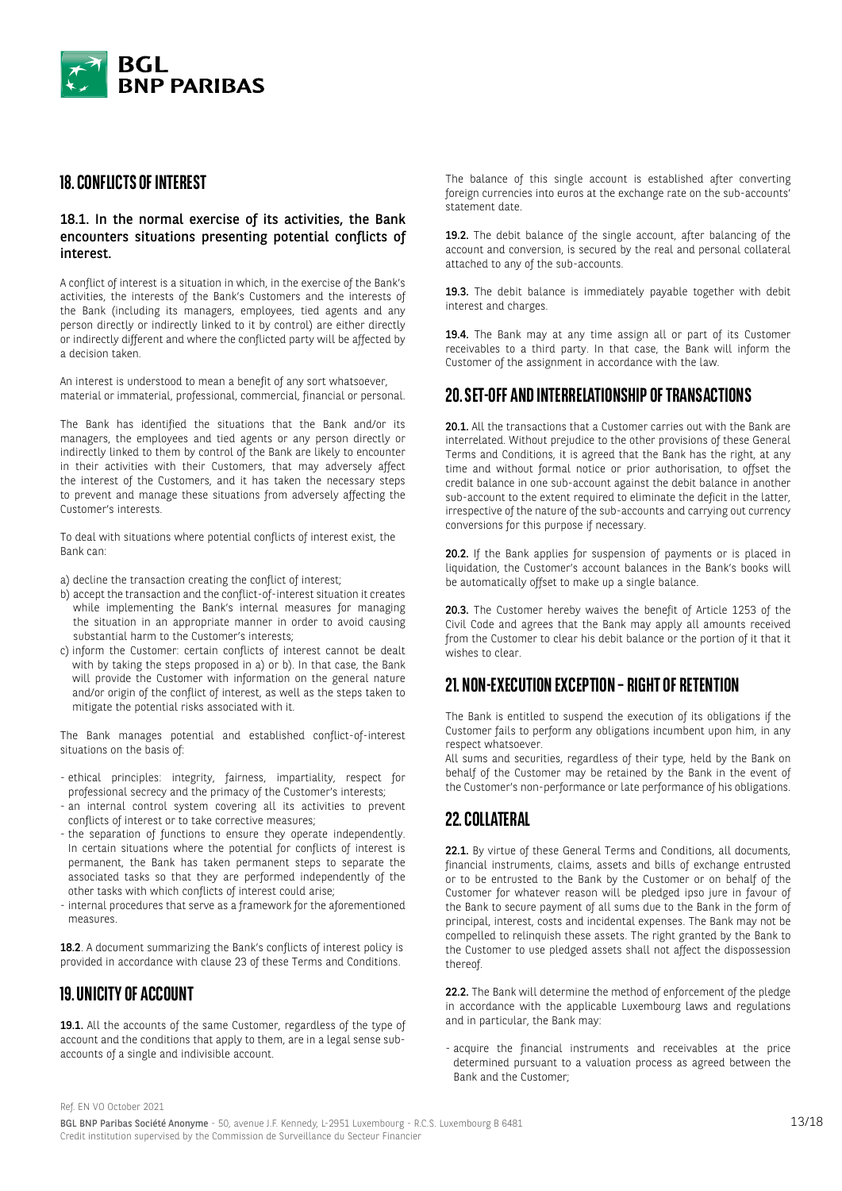## 18. CONFLICTS OF INTEREST

### 18.1. In the normal exercise of its activities, the Bank encounters situations presenting potential conflicts of interest.

A conflict of interest is a situation in which, in the exercise of the Bank's activities, the interests of the Bank's Customers and the interests of the Bank (including its managers, employees, tied agents and any person directly or indirectly linked to it by control) are either directly or indirectly different and where the conflicted party will be affected by a decision taken.

An interest is understood to mean a benefit of any sort whatsoever, material or immaterial, professional, commercial, financial or personal.

The Bank has identified the situations that the Bank and/or its managers, the employees and tied agents or any person directly or indirectly linked to them by control of the Bank are likely to encounter in their activities with their Customers, that may adversely affect the interest of the Customers, and it has taken the necessary steps to prevent and manage these situations from adversely affecting the Customer's interests.

To deal with situations where potential conflicts of interest exist, the Bank can:

a) decline the transaction creating the conflict of interest;
b) accept the transaction and the conflict-of-interest situation it creates while implementing the Bank's internal measures for managing the situation in an appropriate manner in order to avoid causing substantial harm to the Customer's interests;
c) inform the Customer: certain conflicts of interest cannot be dealt with by taking the steps proposed in a) or b). In that case, the Bank will provide the Customer with information on the general nature and/or origin of the conflict of interest, as well as the steps taken to mitigate the potential risks associated with it.

The Bank manages potential and established conflict-of-interest situations on the basis of:

- ethical principles: integrity, fairness, impartiality, respect for professional secrecy and the primacy of the Customer's interests;
- an internal control system covering all its activities to prevent conflicts of interest or to take corrective measures;
- the separation of functions to ensure they operate independently. In certain situations where the potential for conflicts of interest is permanent, the Bank has taken permanent steps to separate the associated tasks so that they are performed independently of the other tasks with which conflicts of interest could arise;
- internal procedures that serve as a framework for the aforementioned measures.

**18.2**. A document summarizing the Bank's conflicts of interest policy is provided in accordance with clause 23 of these Terms and Conditions.

## 19. UNICITY OF ACCOUNT

**19.1.** All the accounts of the same Customer, regardless of the type of account and the conditions that apply to them, are in a legal sense sub-accounts of a single and indivisible account.

The balance of this single account is established after converting foreign currencies into euros at the exchange rate on the sub-accounts' statement date.

**19.2.** The debit balance of the single account, after balancing of the account and conversion, is secured by the real and personal collateral attached to any of the sub-accounts.

**19.3.** The debit balance is immediately payable together with debit interest and charges.

**19.4.** The Bank may at any time assign all or part of its Customer receivables to a third party. In that case, the Bank will inform the Customer of the assignment in accordance with the law.

## 20. SET-OFF AND INTERRELATIONSHIP OF TRANSACTIONS

**20.1.** All the transactions that a Customer carries out with the Bank are interrelated. Without prejudice to the other provisions of these General Terms and Conditions, it is agreed that the Bank has the right, at any time and without formal notice or prior authorisation, to offset the credit balance in one sub-account against the debit balance in another sub-account to the extent required to eliminate the deficit in the latter, irrespective of the nature of the sub-accounts and carrying out currency conversions for this purpose if necessary.

**20.2.** If the Bank applies for suspension of payments or is placed in liquidation, the Customer's account balances in the Bank's books will be automatically offset to make up a single balance.

**20.3.** The Customer hereby waives the benefit of Article 1253 of the Civil Code and agrees that the Bank may apply all amounts received from the Customer to clear his debit balance or the portion of it that it wishes to clear.

## 21. NON-EXECUTION EXCEPTION – RIGHT OF RETENTION

The Bank is entitled to suspend the execution of its obligations if the Customer fails to perform any obligations incumbent upon him, in any respect whatsoever.

All sums and securities, regardless of their type, held by the Bank on behalf of the Customer may be retained by the Bank in the event of the Customer's non-performance or late performance of his obligations.

## 22. COLLATERAL

**22.1.** By virtue of these General Terms and Conditions, all documents, financial instruments, claims, assets and bills of exchange entrusted or to be entrusted to the Bank by the Customer or on behalf of the Customer for whatever reason will be pledged ipso jure in favour of the Bank to secure payment of all sums due to the Bank in the form of principal, interest, costs and incidental expenses. The Bank may not be compelled to relinquish these assets. The right granted by the Bank to the Customer to use pledged assets shall not affect the dispossession thereof.

**22.2.** The Bank will determine the method of enforcement of the pledge in accordance with the applicable Luxembourg laws and regulations and in particular, the Bank may:

- acquire the financial instruments and receivables at the price determined pursuant to a valuation process as agreed between the Bank and the Customer;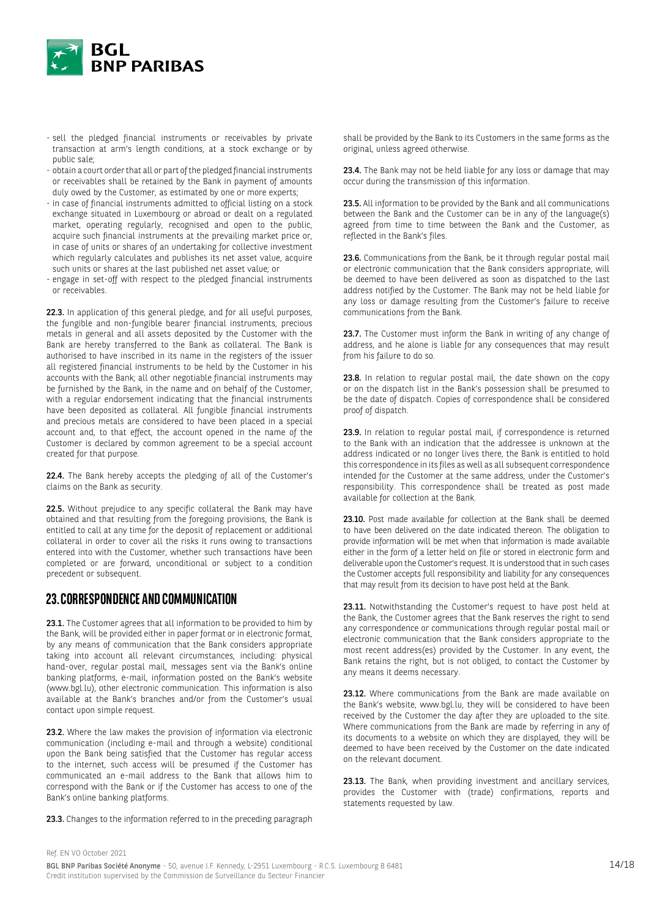- sell the pledged financial instruments or receivables by private transaction at arm's length conditions, at a stock exchange or by public sale;
- obtain a court order that all or part of the pledged financial instruments or receivables shall be retained by the Bank in payment of amounts duly owed by the Customer, as estimated by one or more experts;
- in case of financial instruments admitted to official listing on a stock exchange situated in Luxembourg or abroad or dealt on a regulated market, operating regularly, recognised and open to the public, acquire such financial instruments at the prevailing market price or, in case of units or shares of an undertaking for collective investment which regularly calculates and publishes its net asset value, acquire such units or shares at the last published net asset value; or
- engage in set-off with respect to the pledged financial instruments or receivables.

**22.3.** In application of this general pledge, and for all useful purposes, the fungible and non-fungible bearer financial instruments, precious metals in general and all assets deposited by the Customer with the Bank are hereby transferred to the Bank as collateral. The Bank is authorised to have inscribed in its name in the registers of the issuer all registered financial instruments to be held by the Customer in his accounts with the Bank; all other negotiable financial instruments may be furnished by the Bank, in the name and on behalf of the Customer, with a regular endorsement indicating that the financial instruments have been deposited as collateral. All fungible financial instruments and precious metals are considered to have been placed in a special account and, to that effect, the account opened in the name of the Customer is declared by common agreement to be a special account created for that purpose.

**22.4.** The Bank hereby accepts the pledging of all of the Customer's claims on the Bank as security.

**22.5.** Without prejudice to any specific collateral the Bank may have obtained and that resulting from the foregoing provisions, the Bank is entitled to call at any time for the deposit of replacement or additional collateral in order to cover all the risks it runs owing to transactions entered into with the Customer, whether such transactions have been completed or are forward, unconditional or subject to a condition precedent or subsequent.

## 23. CORRESPONDENCE AND COMMUNICATION

**23.1.** The Customer agrees that all information to be provided to him by the Bank, will be provided either in paper format or in electronic format, by any means of communication that the Bank considers appropriate taking into account all relevant circumstances, including: physical hand-over, regular postal mail, messages sent via the Bank's online banking platforms, e-mail, information posted on the Bank's website (www.bgl.lu), other electronic communication. This information is also available at the Bank's branches and/or from the Customer's usual contact upon simple request.

**23.2.** Where the law makes the provision of information via electronic communication (including e-mail and through a website) conditional upon the Bank being satisfied that the Customer has regular access to the internet, such access will be presumed if the Customer has communicated an e-mail address to the Bank that allows him to correspond with the Bank or if the Customer has access to one of the Bank's online banking platforms.

**23.3.** Changes to the information referred to in the preceding paragraph shall be provided by the Bank to its Customers in the same forms as the original, unless agreed otherwise.

**23.4.** The Bank may not be held liable for any loss or damage that may occur during the transmission of this information.

**23.5.** All information to be provided by the Bank and all communications between the Bank and the Customer can be in any of the language(s) agreed from time to time between the Bank and the Customer, as reflected in the Bank's files.

**23.6.** Communications from the Bank, be it through regular postal mail or electronic communication that the Bank considers appropriate, will be deemed to have been delivered as soon as dispatched to the last address notified by the Customer. The Bank may not be held liable for any loss or damage resulting from the Customer's failure to receive communications from the Bank.

**23.7.** The Customer must inform the Bank in writing of any change of address, and he alone is liable for any consequences that may result from his failure to do so.

**23.8.** In relation to regular postal mail, the date shown on the copy or on the dispatch list in the Bank's possession shall be presumed to be the date of dispatch. Copies of correspondence shall be considered proof of dispatch.

**23.9.** In relation to regular postal mail, if correspondence is returned to the Bank with an indication that the addressee is unknown at the address indicated or no longer lives there, the Bank is entitled to hold this correspondence in its files as well as all subsequent correspondence intended for the Customer at the same address, under the Customer's responsibility. This correspondence shall be treated as post made available for collection at the Bank.

**23.10.** Post made available for collection at the Bank shall be deemed to have been delivered on the date indicated thereon. The obligation to provide information will be met when that information is made available either in the form of a letter held on file or stored in electronic form and deliverable upon the Customer's request. It is understood that in such cases the Customer accepts full responsibility and liability for any consequences that may result from its decision to have post held at the Bank.

**23.11.** Notwithstanding the Customer's request to have post held at the Bank, the Customer agrees that the Bank reserves the right to send any correspondence or communications through regular postal mail or electronic communication that the Bank considers appropriate to the most recent address(es) provided by the Customer. In any event, the Bank retains the right, but is not obliged, to contact the Customer by any means it deems necessary.

**23.12.** Where communications from the Bank are made available on the Bank's website, www.bgl.lu, they will be considered to have been received by the Customer the day after they are uploaded to the site. Where communications from the Bank are made by referring in any of its documents to a website on which they are displayed, they will be deemed to have been received by the Customer on the date indicated on the relevant document.

**23.13.** The Bank, when providing investment and ancillary services, provides the Customer with (trade) confirmations, reports and statements requested by law.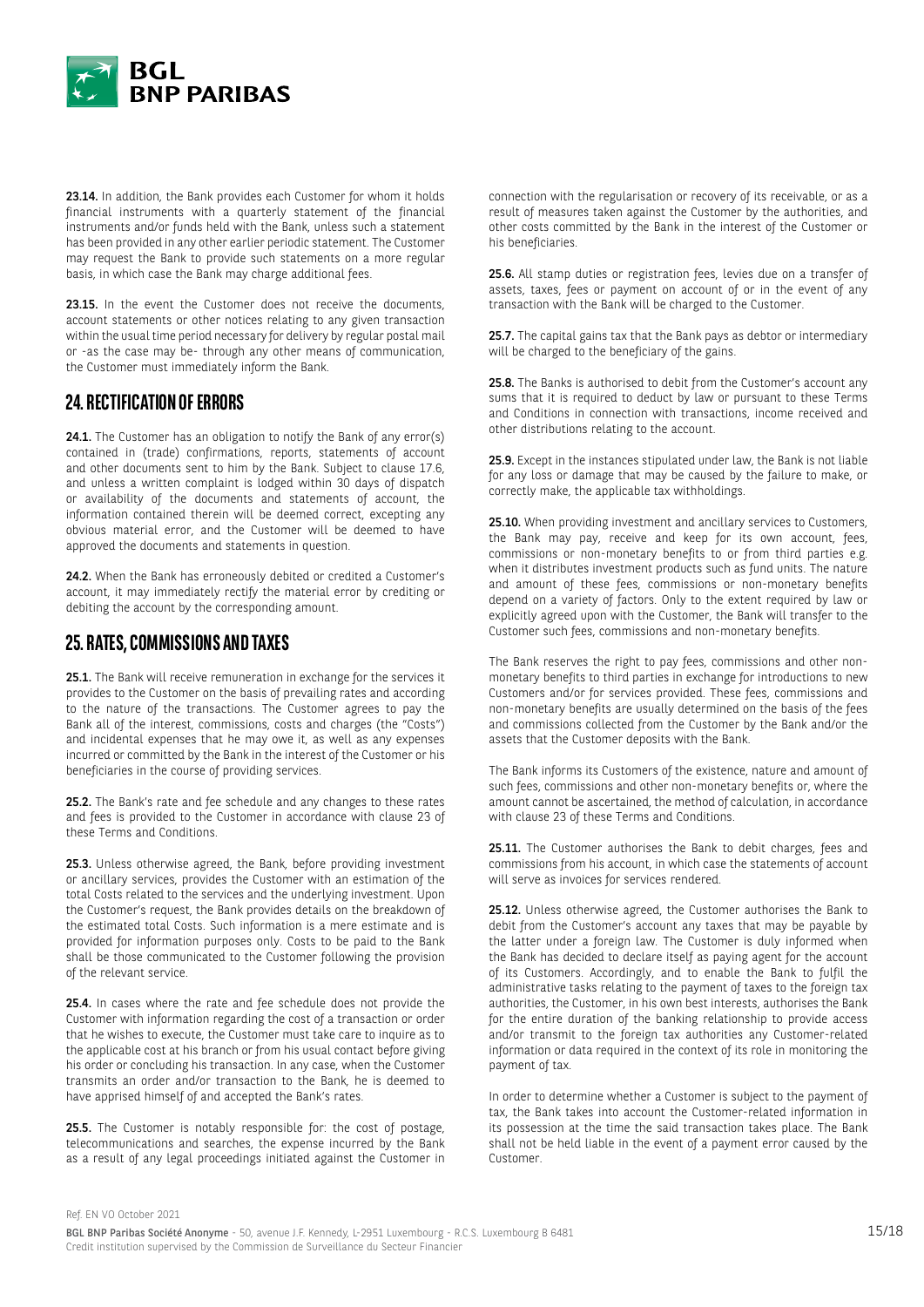**23.14.** In addition, the Bank provides each Customer for whom it holds financial instruments with a quarterly statement of the financial instruments and/or funds held with the Bank, unless such a statement has been provided in any other earlier periodic statement. The Customer may request the Bank to provide such statements on a more regular basis, in which case the Bank may charge additional fees.

**23.15.** In the event the Customer does not receive the documents, account statements or other notices relating to any given transaction within the usual time period necessary for delivery by regular postal mail or -as the case may be- through any other means of communication, the Customer must immediately inform the Bank.

## 24. RECTIFICATION OF ERRORS

**24.1.** The Customer has an obligation to notify the Bank of any error(s) contained in (trade) confirmations, reports, statements of account and other documents sent to him by the Bank. Subject to clause 17.6, and unless a written complaint is lodged within 30 days of dispatch or availability of the documents and statements of account, the information contained therein will be deemed correct, excepting any obvious material error, and the Customer will be deemed to have approved the documents and statements in question.

**24.2.** When the Bank has erroneously debited or credited a Customer's account, it may immediately rectify the material error by crediting or debiting the account by the corresponding amount.

## 25. RATES, COMMISSIONS AND TAXES

**25.1.** The Bank will receive remuneration in exchange for the services it provides to the Customer on the basis of prevailing rates and according to the nature of the transactions. The Customer agrees to pay the Bank all of the interest, commissions, costs and charges (the "Costs") and incidental expenses that he may owe it, as well as any expenses incurred or committed by the Bank in the interest of the Customer or his beneficiaries in the course of providing services.

**25.2.** The Bank's rate and fee schedule and any changes to these rates and fees is provided to the Customer in accordance with clause 23 of these Terms and Conditions.

**25.3.** Unless otherwise agreed, the Bank, before providing investment or ancillary services, provides the Customer with an estimation of the total Costs related to the services and the underlying investment. Upon the Customer's request, the Bank provides details on the breakdown of the estimated total Costs. Such information is a mere estimate and is provided for information purposes only. Costs to be paid to the Bank shall be those communicated to the Customer following the provision of the relevant service.

**25.4.** In cases where the rate and fee schedule does not provide the Customer with information regarding the cost of a transaction or order that he wishes to execute, the Customer must take care to inquire as to the applicable cost at his branch or from his usual contact before giving his order or concluding his transaction. In any case, when the Customer transmits an order and/or transaction to the Bank, he is deemed to have apprised himself of and accepted the Bank's rates.

**25.5.** The Customer is notably responsible for: the cost of postage, telecommunications and searches, the expense incurred by the Bank as a result of any legal proceedings initiated against the Customer in connection with the regularisation or recovery of its receivable, or as a result of measures taken against the Customer by the authorities, and other costs committed by the Bank in the interest of the Customer or his beneficiaries.

**25.6.** All stamp duties or registration fees, levies due on a transfer of assets, taxes, fees or payment on account of or in the event of any transaction with the Bank will be charged to the Customer.

**25.7.** The capital gains tax that the Bank pays as debtor or intermediary will be charged to the beneficiary of the gains.

**25.8.** The Banks is authorised to debit from the Customer's account any sums that it is required to deduct by law or pursuant to these Terms and Conditions in connection with transactions, income received and other distributions relating to the account.

**25.9.** Except in the instances stipulated under law, the Bank is not liable for any loss or damage that may be caused by the failure to make, or correctly make, the applicable tax withholdings.

**25.10.** When providing investment and ancillary services to Customers, the Bank may pay, receive and keep for its own account, fees, commissions or non-monetary benefits to or from third parties e.g. when it distributes investment products such as fund units. The nature and amount of these fees, commissions or non-monetary benefits depend on a variety of factors. Only to the extent required by law or explicitly agreed upon with the Customer, the Bank will transfer to the Customer such fees, commissions and non-monetary benefits.

The Bank reserves the right to pay fees, commissions and other non-monetary benefits to third parties in exchange for introductions to new Customers and/or for services provided. These fees, commissions and non-monetary benefits are usually determined on the basis of the fees and commissions collected from the Customer by the Bank and/or the assets that the Customer deposits with the Bank.

The Bank informs its Customers of the existence, nature and amount of such fees, commissions and other non-monetary benefits or, where the amount cannot be ascertained, the method of calculation, in accordance with clause 23 of these Terms and Conditions.

**25.11.** The Customer authorises the Bank to debit charges, fees and commissions from his account, in which case the statements of account will serve as invoices for services rendered.

**25.12.** Unless otherwise agreed, the Customer authorises the Bank to debit from the Customer's account any taxes that may be payable by the latter under a foreign law. The Customer is duly informed when the Bank has decided to declare itself as paying agent for the account of its Customers. Accordingly, and to enable the Bank to fulfil the administrative tasks relating to the payment of taxes to the foreign tax authorities, the Customer, in his own best interests, authorises the Bank for the entire duration of the banking relationship to provide access and/or transmit to the foreign tax authorities any Customer-related information or data required in the context of its role in monitoring the payment of tax.

In order to determine whether a Customer is subject to the payment of tax, the Bank takes into account the Customer-related information in its possession at the time the said transaction takes place. The Bank shall not be held liable in the event of a payment error caused by the Customer.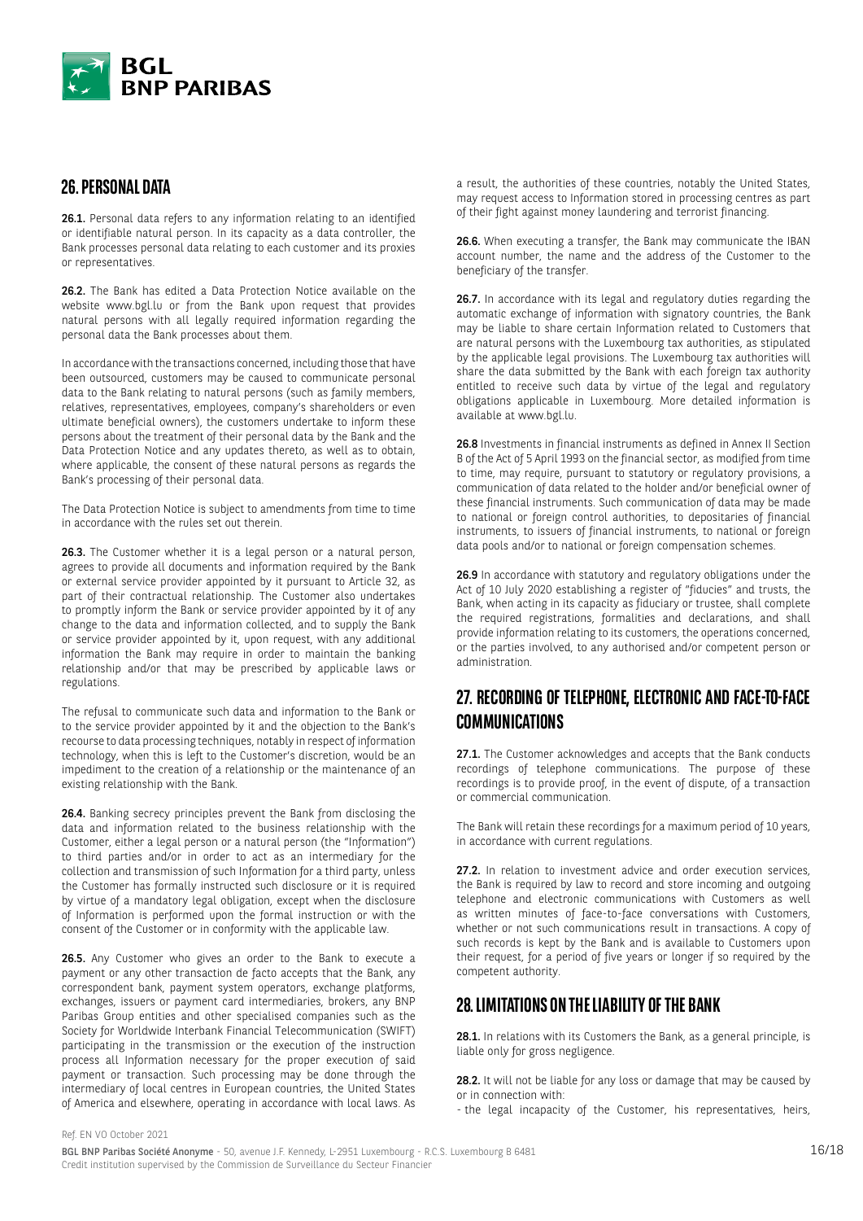## 26. PERSONAL DATA

**26.1.** Personal data refers to any information relating to an identified or identifiable natural person. In its capacity as a data controller, the Bank processes personal data relating to each customer and its proxies or representatives.

**26.2.** The Bank has edited a Data Protection Notice available on the website www.bgl.lu or from the Bank upon request that provides natural persons with all legally required information regarding the personal data the Bank processes about them.

In accordance with the transactions concerned, including those that have been outsourced, customers may be caused to communicate personal data to the Bank relating to natural persons (such as family members, relatives, representatives, employees, company's shareholders or even ultimate beneficial owners), the customers undertake to inform these persons about the treatment of their personal data by the Bank and the Data Protection Notice and any updates thereto, as well as to obtain, where applicable, the consent of these natural persons as regards the Bank's processing of their personal data.

The Data Protection Notice is subject to amendments from time to time in accordance with the rules set out therein.

**26.3.** The Customer whether it is a legal person or a natural person, agrees to provide all documents and information required by the Bank or external service provider appointed by it pursuant to Article 32, as part of their contractual relationship. The Customer also undertakes to promptly inform the Bank or service provider appointed by it of any change to the data and information collected, and to supply the Bank or service provider appointed by it, upon request, with any additional information the Bank may require in order to maintain the banking relationship and/or that may be prescribed by applicable laws or regulations.

The refusal to communicate such data and information to the Bank or to the service provider appointed by it and the objection to the Bank's recourse to data processing techniques, notably in respect of information technology, when this is left to the Customer's discretion, would be an impediment to the creation of a relationship or the maintenance of an existing relationship with the Bank.

**26.4.** Banking secrecy principles prevent the Bank from disclosing the data and information related to the business relationship with the Customer, either a legal person or a natural person (the "Information") to third parties and/or in order to act as an intermediary for the collection and transmission of such Information for a third party, unless the Customer has formally instructed such disclosure or it is required by virtue of a mandatory legal obligation, except when the disclosure of Information is performed upon the formal instruction or with the consent of the Customer or in conformity with the applicable law.

**26.5.** Any Customer who gives an order to the Bank to execute a payment or any other transaction de facto accepts that the Bank, any correspondent bank, payment system operators, exchange platforms, exchanges, issuers or payment card intermediaries, brokers, any BNP Paribas Group entities and other specialised companies such as the Society for Worldwide Interbank Financial Telecommunication (SWIFT) participating in the transmission or the execution of the instruction process all Information necessary for the proper execution of said payment or transaction. Such processing may be done through the intermediary of local centres in European countries, the United States of America and elsewhere, operating in accordance with local laws. As a result, the authorities of these countries, notably the United States, may request access to Information stored in processing centres as part of their fight against money laundering and terrorist financing.

**26.6.** When executing a transfer, the Bank may communicate the IBAN account number, the name and the address of the Customer to the beneficiary of the transfer.

**26.7.** In accordance with its legal and regulatory duties regarding the automatic exchange of information with signatory countries, the Bank may be liable to share certain Information related to Customers that are natural persons with the Luxembourg tax authorities, as stipulated by the applicable legal provisions. The Luxembourg tax authorities will share the data submitted by the Bank with each foreign tax authority entitled to receive such data by virtue of the legal and regulatory obligations applicable in Luxembourg. More detailed information is available at www.bgl.lu.

**26.8** Investments in financial instruments as defined in Annex II Section B of the Act of 5 April 1993 on the financial sector, as modified from time to time, may require, pursuant to statutory or regulatory provisions, a communication of data related to the holder and/or beneficial owner of these financial instruments. Such communication of data may be made to national or foreign control authorities, to depositaries of financial instruments, to issuers of financial instruments, to national or foreign data pools and/or to national or foreign compensation schemes.

**26.9** In accordance with statutory and regulatory obligations under the Act of 10 July 2020 establishing a register of "fiducies" and trusts, the Bank, when acting in its capacity as fiduciary or trustee, shall complete the required registrations, formalities and declarations, and shall provide information relating to its customers, the operations concerned, or the parties involved, to any authorised and/or competent person or administration.

## 27. RECORDING OF TELEPHONE, ELECTRONIC AND FACE-TO-FACE COMMUNICATIONS

**27.1.** The Customer acknowledges and accepts that the Bank conducts recordings of telephone communications. The purpose of these recordings is to provide proof, in the event of dispute, of a transaction or commercial communication.

The Bank will retain these recordings for a maximum period of 10 years, in accordance with current regulations.

**27.2.** In relation to investment advice and order execution services, the Bank is required by law to record and store incoming and outgoing telephone and electronic communications with Customers as well as written minutes of face-to-face conversations with Customers, whether or not such communications result in transactions. A copy of such records is kept by the Bank and is available to Customers upon their request, for a period of five years or longer if so required by the competent authority.

## 28. LIMITATIONS ON THE LIABILITY OF THE BANK

**28.1.** In relations with its Customers the Bank, as a general principle, is liable only for gross negligence.

**28.2.** It will not be liable for any loss or damage that may be caused by or in connection with:

- the legal incapacity of the Customer, his representatives, heirs,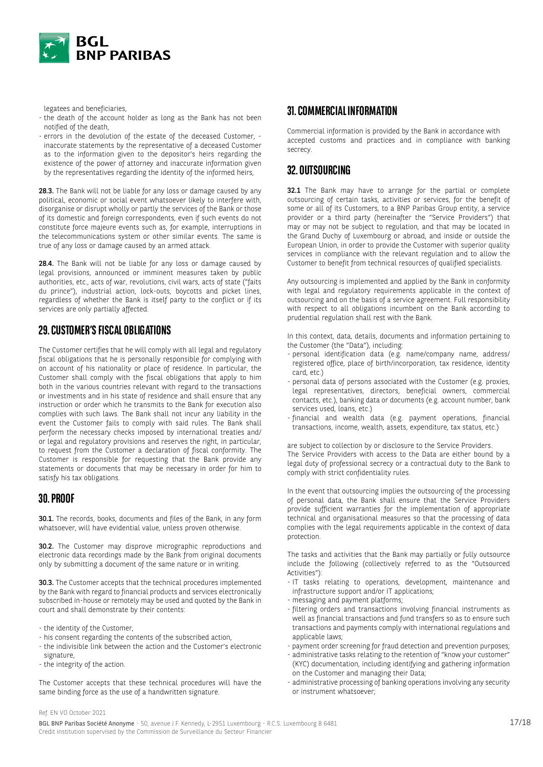legatees and beneficiaries,

- the death of the account holder as long as the Bank has not been notified of the death,
- errors in the devolution of the estate of the deceased Customer, - inaccurate statements by the representative of a deceased Customer as to the information given to the depositor's heirs regarding the existence of the power of attorney and inaccurate information given by the representatives regarding the identity of the informed heirs,

**28.3.** The Bank will not be liable for any loss or damage caused by any political, economic or social event whatsoever likely to interfere with, disorganise or disrupt wholly or partly the services of the Bank or those of its domestic and foreign correspondents, even if such events do not constitute force majeure events such as, for example, interruptions in the telecommunications system or other similar events. The same is true of any loss or damage caused by an armed attack.

**28.4.** The Bank will not be liable for any loss or damage caused by legal provisions, announced or imminent measures taken by public authorities, etc., acts of war, revolutions, civil wars, acts of state ("faits du prince"), industrial action, lock-outs, boycotts and picket lines, regardless of whether the Bank is itself party to the conflict or if its services are only partially affected.

## 29. CUSTOMER'S FISCAL OBLIGATIONS

The Customer certifies that he will comply with all legal and regulatory fiscal obligations that he is personally responsible for complying with on account of his nationality or place of residence. In particular, the Customer shall comply with the fiscal obligations that apply to him both in the various countries relevant with regard to the transactions or investments and in his state of residence and shall ensure that any instruction or order which he transmits to the Bank for execution also complies with such laws. The Bank shall not incur any liability in the event the Customer fails to comply with said rules. The Bank shall perform the necessary checks imposed by international treaties and/or legal and regulatory provisions and reserves the right, in particular, to request from the Customer a declaration of fiscal conformity. The Customer is responsible for requesting that the Bank provide any statements or documents that may be necessary in order for him to satisfy his tax obligations.

## 30. PROOF

**30.1.** The records, books, documents and files of the Bank, in any form whatsoever, will have evidential value, unless proven otherwise.

**30.2.** The Customer may disprove micrographic reproductions and electronic data recordings made by the Bank from original documents only by submitting a document of the same nature or in writing.

**30.3.** The Customer accepts that the technical procedures implemented by the Bank with regard to financial products and services electronically subscribed in-house or remotely may be used and quoted by the Bank in court and shall demonstrate by their contents:

- the identity of the Customer,
- his consent regarding the contents of the subscribed action,
- the indivisible link between the action and the Customer's electronic signature,
- the integrity of the action.

The Customer accepts that these technical procedures will have the same binding force as the use of a handwritten signature.

## 31. COMMERCIAL INFORMATION

Commercial information is provided by the Bank in accordance with accepted customs and practices and in compliance with banking secrecy.

## 32. OUTSOURCING

**32.1** The Bank may have to arrange for the partial or complete outsourcing of certain tasks, activities or services, for the benefit of some or all of its Customers, to a BNP Paribas Group entity, a service provider or a third party (hereinafter the "Service Providers") that may or may not be subject to regulation, and that may be located in the Grand Duchy of Luxembourg or abroad, and inside or outside the European Union, in order to provide the Customer with superior quality services in compliance with the relevant regulation and to allow the Customer to benefit from technical resources of qualified specialists.

Any outsourcing is implemented and applied by the Bank in conformity with legal and regulatory requirements applicable in the context of outsourcing and on the basis of a service agreement. Full responsibility with respect to all obligations incumbent on the Bank according to prudential regulation shall rest with the Bank.

In this context, data, details, documents and information pertaining to the Customer (the "Data"), including:

- personal identification data (e.g. name/company name, address/registered office, place of birth/incorporation, tax residence, identity card, etc.)
- personal data of persons associated with the Customer (e.g. proxies, legal representatives, directors, beneficial owners, commercial contacts, etc.), banking data or documents (e.g. account number, bank services used, loans, etc.)
- financial and wealth data (e.g. payment operations, financial transactions, income, wealth, assets, expenditure, tax status, etc.)

are subject to collection by or disclosure to the Service Providers.
The Service Providers with access to the Data are either bound by a legal duty of professional secrecy or a contractual duty to the Bank to comply with strict confidentiality rules.

In the event that outsourcing implies the outsourcing of the processing of personal data, the Bank shall ensure that the Service Providers provide sufficient warranties for the implementation of appropriate technical and organisational measures so that the processing of data complies with the legal requirements applicable in the context of data protection.

The tasks and activities that the Bank may partially or fully outsource include the following (collectively referred to as the "Outsourced Activities"):

- IT tasks relating to operations, development, maintenance and infrastructure support and/or IT applications;
- messaging and payment platforms;
- filtering orders and transactions involving financial instruments as well as financial transactions and fund transfers so as to ensure such transactions and payments comply with international regulations and applicable laws;
- payment order screening for fraud detection and prevention purposes;
- administrative tasks relating to the retention of "know your customer" (KYC) documentation, including identifying and gathering information on the Customer and managing their Data;
- administrative processing of banking operations involving any security or instrument whatsoever;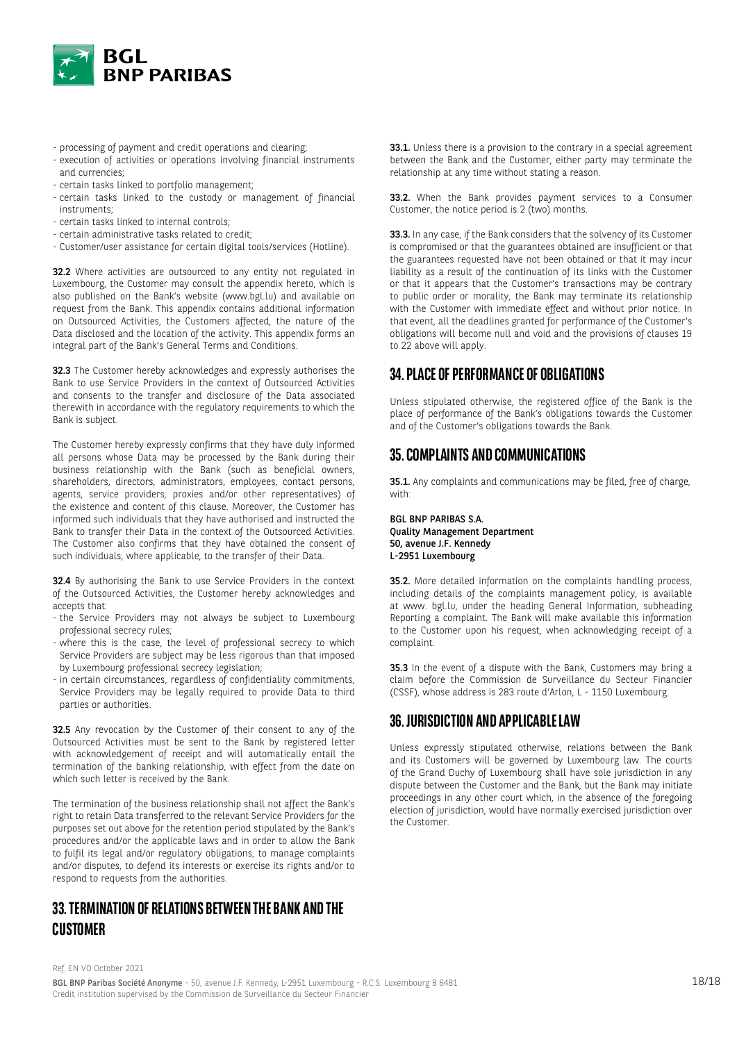- processing of payment and credit operations and clearing;
- execution of activities or operations involving financial instruments and currencies;
- certain tasks linked to portfolio management;
- certain tasks linked to the custody or management of financial instruments;
- certain tasks linked to internal controls;
- certain administrative tasks related to credit;
- Customer/user assistance for certain digital tools/services (Hotline).

**32.2** Where activities are outsourced to any entity not regulated in Luxembourg, the Customer may consult the appendix hereto, which is also published on the Bank's website (www.bgl.lu) and available on request from the Bank. This appendix contains additional information on Outsourced Activities, the Customers affected, the nature of the Data disclosed and the location of the activity. This appendix forms an integral part of the Bank's General Terms and Conditions.

**32.3** The Customer hereby acknowledges and expressly authorises the Bank to use Service Providers in the context of Outsourced Activities and consents to the transfer and disclosure of the Data associated therewith in accordance with the regulatory requirements to which the Bank is subject.

The Customer hereby expressly confirms that they have duly informed all persons whose Data may be processed by the Bank during their business relationship with the Bank (such as beneficial owners, shareholders, directors, administrators, employees, contact persons, agents, service providers, proxies and/or other representatives) of the existence and content of this clause. Moreover, the Customer has informed such individuals that they have authorised and instructed the Bank to transfer their Data in the context of the Outsourced Activities. The Customer also confirms that they have obtained the consent of such individuals, where applicable, to the transfer of their Data.

**32.4** By authorising the Bank to use Service Providers in the context of the Outsourced Activities, the Customer hereby acknowledges and accepts that:
- the Service Providers may not always be subject to Luxembourg professional secrecy rules;
- where this is the case, the level of professional secrecy to which Service Providers are subject may be less rigorous than that imposed by Luxembourg professional secrecy legislation;
- in certain circumstances, regardless of confidentiality commitments, Service Providers may be legally required to provide Data to third parties or authorities.

**32.5** Any revocation by the Customer of their consent to any of the Outsourced Activities must be sent to the Bank by registered letter with acknowledgement of receipt and will automatically entail the termination of the banking relationship, with effect from the date on which such letter is received by the Bank.

The termination of the business relationship shall not affect the Bank's right to retain Data transferred to the relevant Service Providers for the purposes set out above for the retention period stipulated by the Bank's procedures and/or the applicable laws and in order to allow the Bank to fulfil its legal and/or regulatory obligations, to manage complaints and/or disputes, to defend its interests or exercise its rights and/or to respond to requests from the authorities.

## 33. TERMINATION OF RELATIONS BETWEEN THE BANK AND THE CUSTOMER

**33.1.** Unless there is a provision to the contrary in a special agreement between the Bank and the Customer, either party may terminate the relationship at any time without stating a reason.

**33.2.** When the Bank provides payment services to a Consumer Customer, the notice period is 2 (two) months.

**33.3.** In any case, if the Bank considers that the solvency of its Customer is compromised or that the guarantees obtained are insufficient or that the guarantees requested have not been obtained or that it may incur liability as a result of the continuation of its links with the Customer or that it appears that the Customer's transactions may be contrary to public order or morality, the Bank may terminate its relationship with the Customer with immediate effect and without prior notice. In that event, all the deadlines granted for performance of the Customer's obligations will become null and void and the provisions of clauses 19 to 22 above will apply.

## 34. PLACE OF PERFORMANCE OF OBLIGATIONS

Unless stipulated otherwise, the registered office of the Bank is the place of performance of the Bank's obligations towards the Customer and of the Customer's obligations towards the Bank.

## 35. COMPLAINTS AND COMMUNICATIONS

**35.1.** Any complaints and communications may be filed, free of charge, with:

**BGL BNP PARIBAS S.A.**
**Quality Management Department**
**50, avenue J.F. Kennedy**
**L-2951 Luxembourg**

**35.2.** More detailed information on the complaints handling process, including details of the complaints management policy, is available at www. bgl.lu, under the heading General Information, subheading Reporting a complaint. The Bank will make available this information to the Customer upon his request, when acknowledging receipt of a complaint.

**35.3** In the event of a dispute with the Bank, Customers may bring a claim before the Commission de Surveillance du Secteur Financier (CSSF), whose address is 283 route d'Arlon, L - 1150 Luxembourg.

## 36. JURISDICTION AND APPLICABLE LAW

Unless expressly stipulated otherwise, relations between the Bank and its Customers will be governed by Luxembourg law. The courts of the Grand Duchy of Luxembourg shall have sole jurisdiction in any dispute between the Customer and the Bank, but the Bank may initiate proceedings in any other court which, in the absence of the foregoing election of jurisdiction, would have normally exercised jurisdiction over the Customer.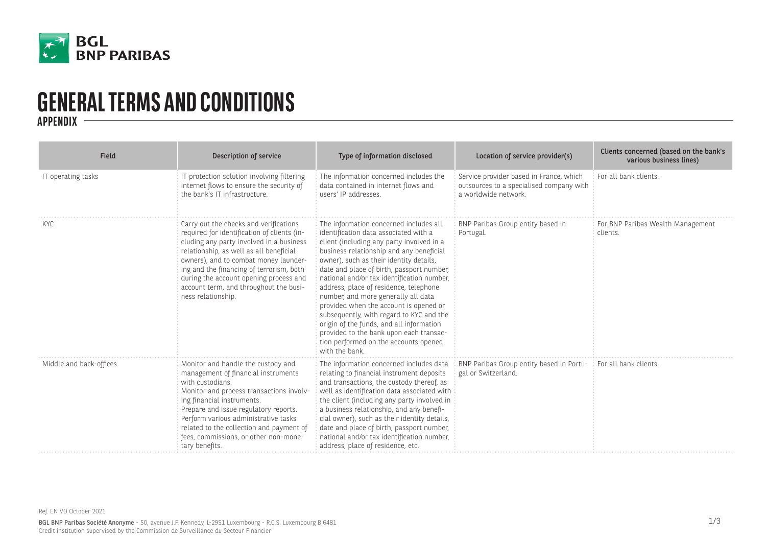# GENERAL TERMS AND CONDITIONS

## APPENDIX

| Field | Description of service | Type of information disclosed | Location of service provider(s) | Clients concerned (based on the bank's various business lines) |
|---|---|---|---|---|
| IT operating tasks | IT protection solution involving filtering internet flows to ensure the security of the bank's IT infrastructure. | The information concerned includes the data contained in internet flows and users' IP addresses. | Service provider based in France, which outsources to a specialised company with a worldwide network. | For all bank clients. |
| KYC | Carry out the checks and verifications required for identification of clients (including any party involved in a business relationship, as well as all beneficial owners), and to combat money laundering and the financing of terrorism, both during the account opening process and account term, and throughout the business relationship. | The information concerned includes all identification data associated with a client (including any party involved in a business relationship and any beneficial owner), such as their identity details, date and place of birth, passport number, national and/or tax identification number, address, place of residence, telephone number, and more generally all data provided when the account is opened or subsequently, with regard to KYC and the origin of the funds, and all information provided to the bank upon each transaction performed on the accounts opened with the bank. | BNP Paribas Group entity based in Portugal. | For BNP Paribas Wealth Management clients. |
| Middle and back-offices | Monitor and handle the custody and management of financial instruments with custodians.<br>Monitor and process transactions involving financial instruments.<br>Prepare and issue regulatory reports.<br>Perform various administrative tasks related to the collection and payment of fees, commissions, or other non-monetary benefits. | The information concerned includes data relating to financial instrument deposits and transactions, the custody thereof, as well as identification data associated with the client (including any party involved in a business relationship, and any beneficial owner), such as their identity details, date and place of birth, passport number, national and/or tax identification number, address, place of residence, etc. | BNP Paribas Group entity based in Portugal or Switzerland. | For all bank clients. |

Ref. EN VO October 2021

**BGL BNP Paribas Société Anonyme** - 50, avenue J.F. Kennedy, L-2951 Luxembourg - R.C.S. Luxembourg B 6481
Credit institution supervised by the Commission de Surveillance du Secteur Financier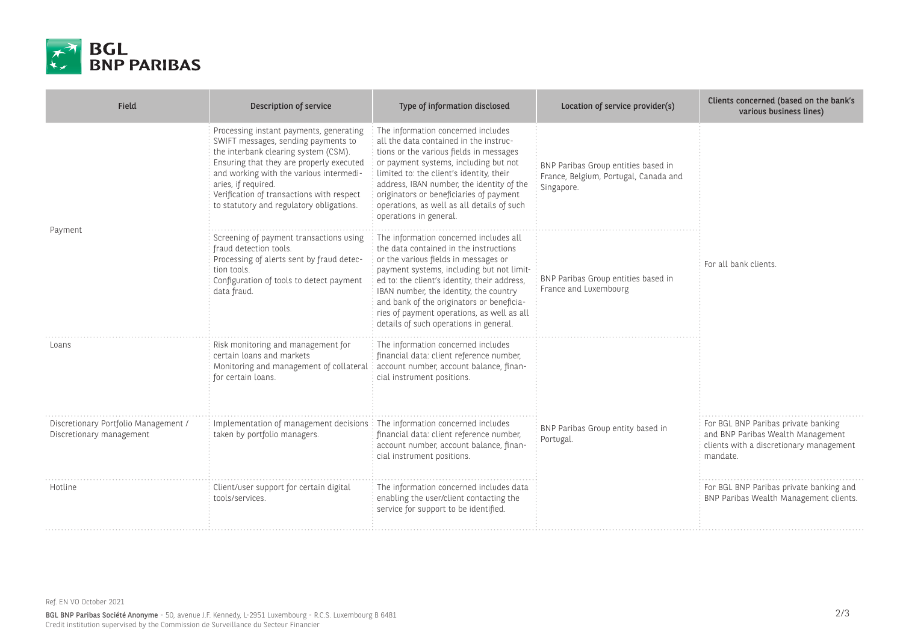| Field | Description of service | Type of information disclosed | Location of service provider(s) | Clients concerned (based on the bank's various business lines) |
|---|---|---|---|---|
| Payment | Processing instant payments, generating SWIFT messages, sending payments to the interbank clearing system (CSM). Ensuring that they are properly executed and working with the various intermediaries, if required. Verification of transactions with respect to statutory and regulatory obligations. | The information concerned includes all the data contained in the instructions or the various fields in messages or payment systems, including but not limited to: the client's identity, their address, IBAN number, the identity of the originators or beneficiaries of payment operations, as well as all details of such operations in general. | BNP Paribas Group entities based in France, Belgium, Portugal, Canada and Singapore. | For all bank clients. |
| | Screening of payment transactions using fraud detection tools. Processing of alerts sent by fraud detection tools. Configuration of tools to detect payment data fraud. | The information concerned includes all the data contained in the instructions or the various fields in messages or payment systems, including but not limited to: the client's identity, their address, IBAN number, the identity, the country and bank of the originators or beneficiaries of payment operations, as well as all details of such operations in general. | BNP Paribas Group entities based in France and Luxembourg | |
| Loans | Risk monitoring and management for certain loans and markets Monitoring and management of collateral for certain loans. | The information concerned includes financial data: client reference number, account number, account balance, financial instrument positions. | BNP Paribas Group entity based in Portugal. | |
| Discretionary Portfolio Management / Discretionary management | Implementation of management decisions taken by portfolio managers. | The information concerned includes financial data: client reference number, account number, account balance, financial instrument positions. | | For BGL BNP Paribas private banking and BNP Paribas Wealth Management clients with a discretionary management mandate. |
| Hotline | Client/user support for certain digital tools/services. | The information concerned includes data enabling the user/client contacting the service for support to be identified. | | For BGL BNP Paribas private banking and BNP Paribas Wealth Management clients. |

Ref. EN V0 October 2021

**BGL BNP Paribas Société Anonyme** - 50, avenue J.F. Kennedy, L-2951 Luxembourg - R.C.S. Luxembourg B 6481
Credit institution supervised by the Commission de Surveillance du Secteur Financier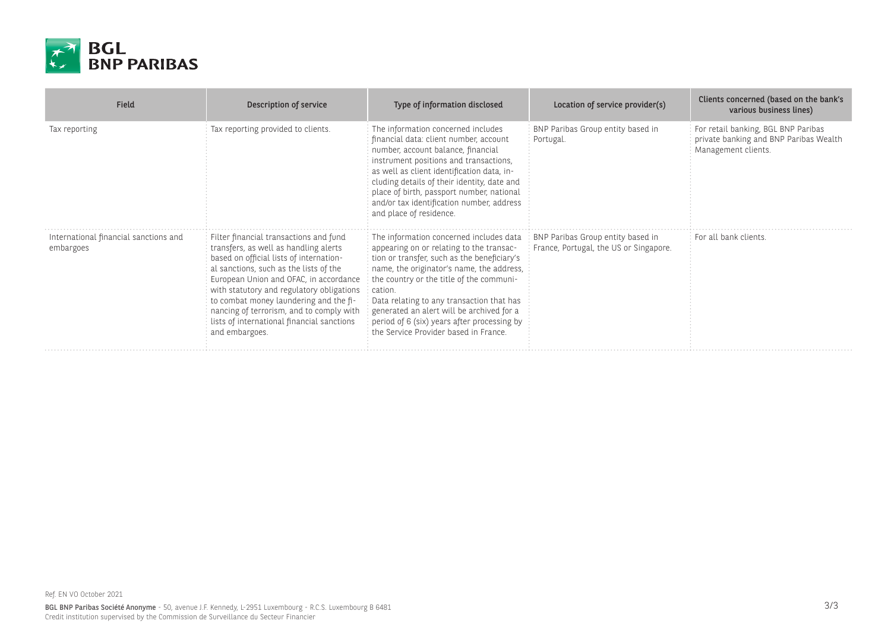| Field | Description of service | Type of information disclosed | Location of service provider(s) | Clients concerned (based on the bank's various business lines) |
|---|---|---|---|---|
| Tax reporting | Tax reporting provided to clients. | The information concerned includes financial data: client number, account number, account balance, financial instrument positions and transactions, as well as client identification data, including details of their identity, date and place of birth, passport number, national and/or tax identification number, address and place of residence. | BNP Paribas Group entity based in Portugal. | For retail banking, BGL BNP Paribas private banking and BNP Paribas Wealth Management clients. |
| International financial sanctions and embargoes | Filter financial transactions and fund transfers, as well as handling alerts based on official lists of international sanctions, such as the lists of the European Union and OFAC, in accordance with statutory and regulatory obligations to combat money laundering and the financing of terrorism, and to comply with lists of international financial sanctions and embargoes. | The information concerned includes data appearing on or relating to the transaction or transfer, such as the beneficiary's name, the originator's name, the address, the country or the title of the communication. Data relating to any transaction that has generated an alert will be archived for a period of 6 (six) years after processing by the Service Provider based in France. | BNP Paribas Group entity based in France, Portugal, the US or Singapore. | For all bank clients. |

Ref. EN VO October 2021

**BGL BNP Paribas Société Anonyme** - 50, avenue J.F. Kennedy, L-2951 Luxembourg - R.C.S. Luxembourg B 6481
Credit institution supervised by the Commission de Surveillance du Secteur Financier